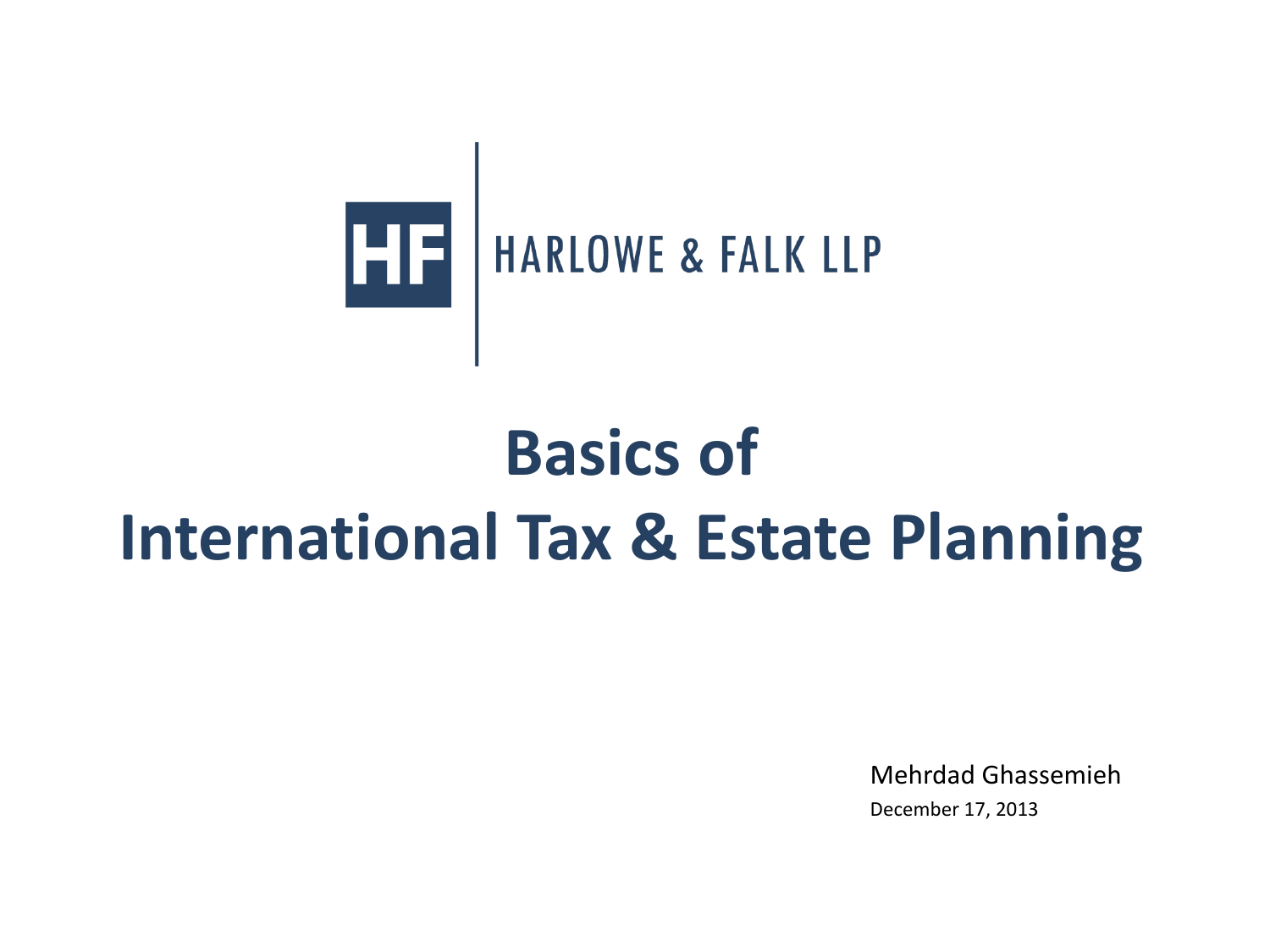HF | HARLOWE & FALK LLP

# Basics of International Tax & Estate Planning

Mehrdad Ghassemieh

December 17, 2013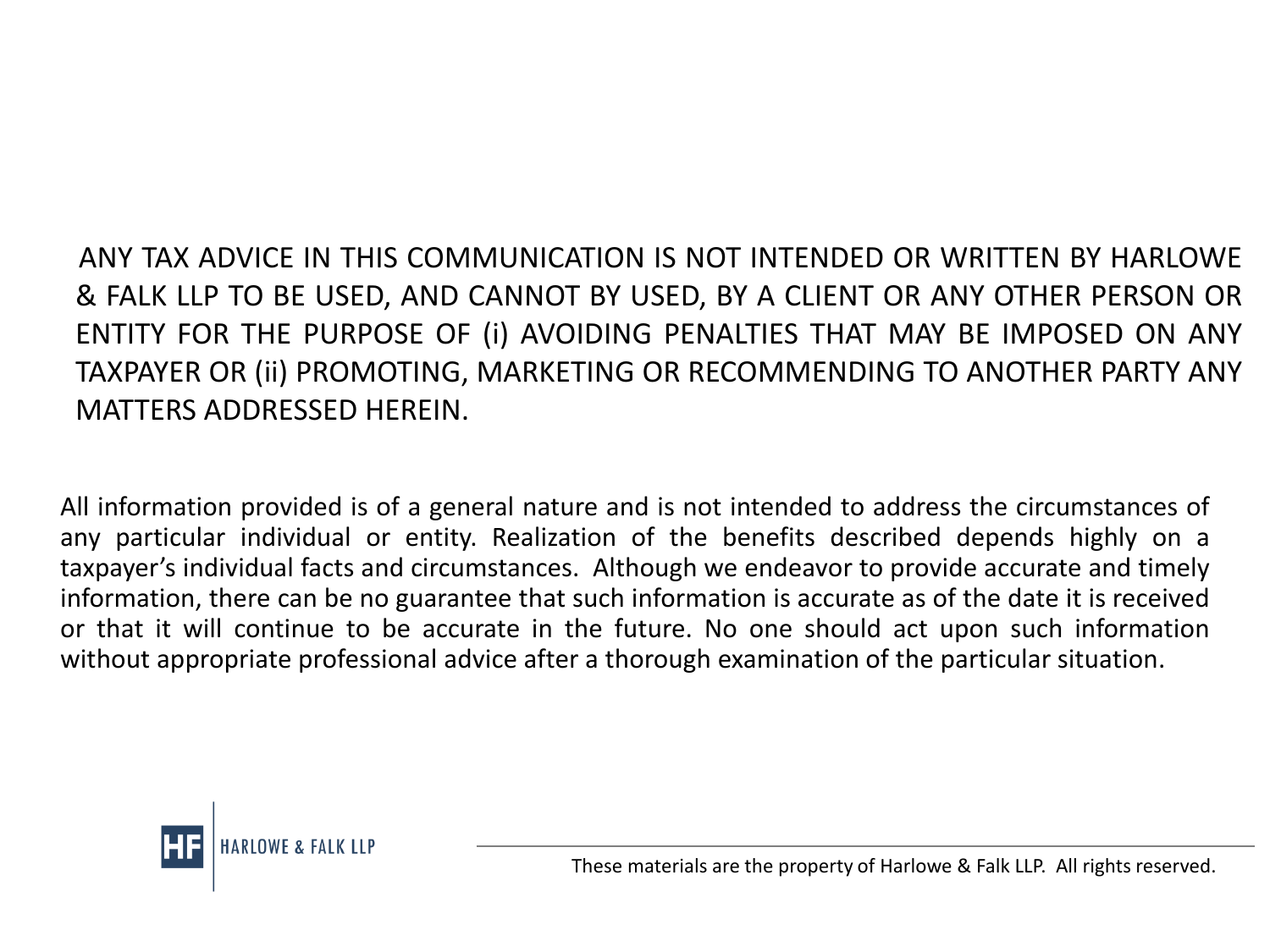ANY TAX ADVICE IN THIS COMMUNICATION IS NOT INTENDED OR WRITTEN BY HARLOWE & FALK LLP TO BE USED, AND CANNOT BY USED, BY A CLIENT OR ANY OTHER PERSON OR ENTITY FOR THE PURPOSE OF (i) AVOIDING PENALTIES THAT MAY BE IMPOSED ON ANY TAXPAYER OR (ii) PROMOTING, MARKETING OR RECOMMENDING TO ANOTHER PARTY ANY MATTERS ADDRESSED HEREIN.

All information provided is of a general nature and is not intended to address the circumstances of any particular individual or entity. Realization of the benefits described depends highly on a taxpayer's individual facts and circumstances. Although we endeavor to provide accurate and timely information, there can be no guarantee that such information is accurate as of the date it is received or that it will continue to be accurate in the future. No one should act upon such information without appropriate professional advice after a thorough examination of the particular situation.

HF | HARLOWE & FALK LLP

These materials are the property of Harlowe & Falk LLP. All rights reserved.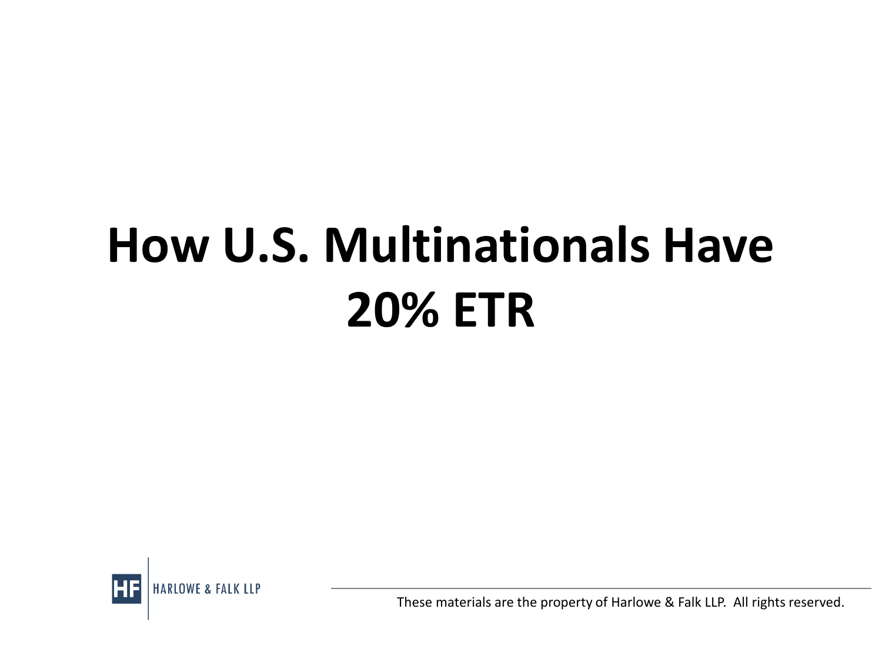# How U.S. Multinationals Have 20% ETR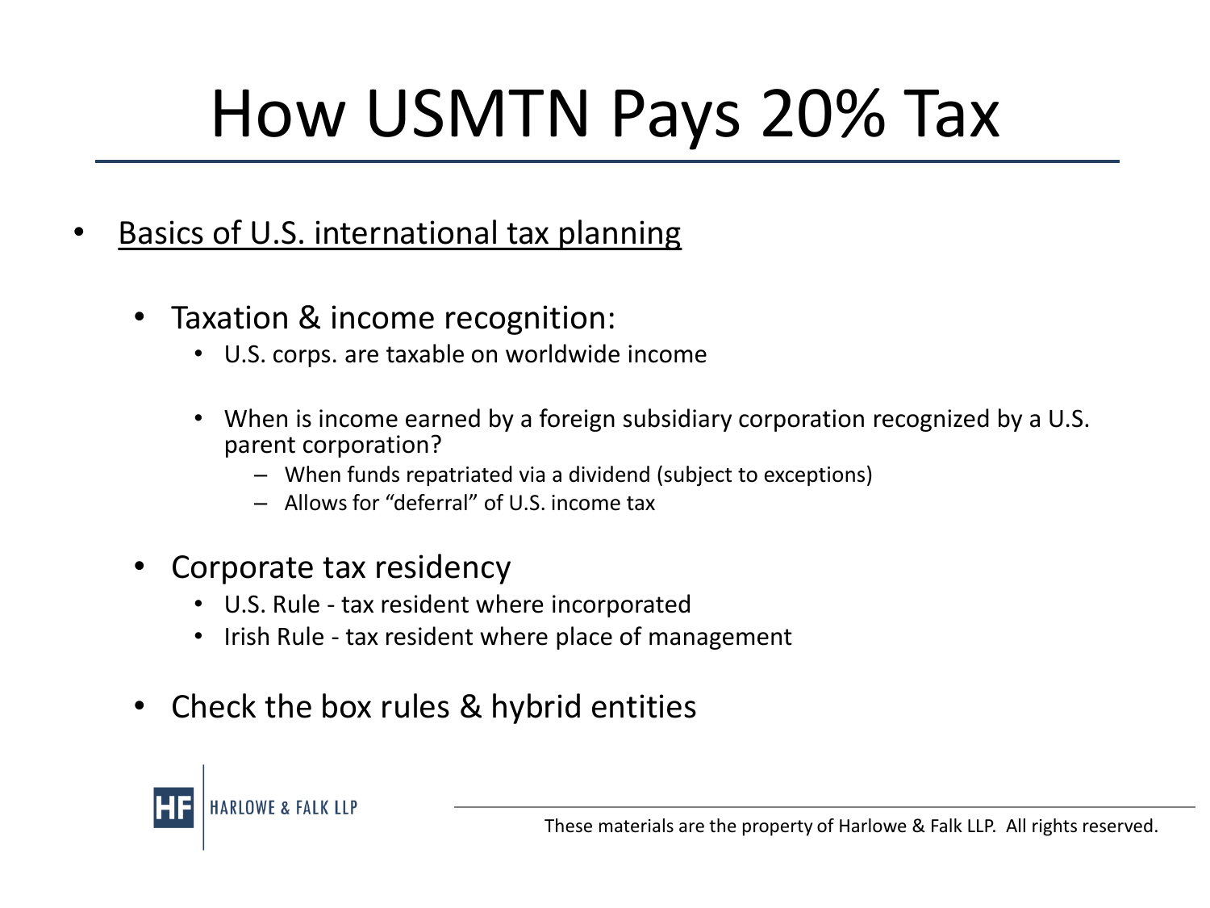# How USMTN Pays 20% Tax

- <u>Basics of U.S. international tax planning</u>

  - Taxation & income recognition:
    - U.S. corps. are taxable on worldwide income
    - When is income earned by a foreign subsidiary corporation recognized by a U.S. parent corporation?
      - When funds repatriated via a dividend (subject to exceptions)
      - Allows for "deferral" of U.S. income tax

  - Corporate tax residency
    - U.S. Rule - tax resident where incorporated
    - Irish Rule - tax resident where place of management

  - Check the box rules & hybrid entities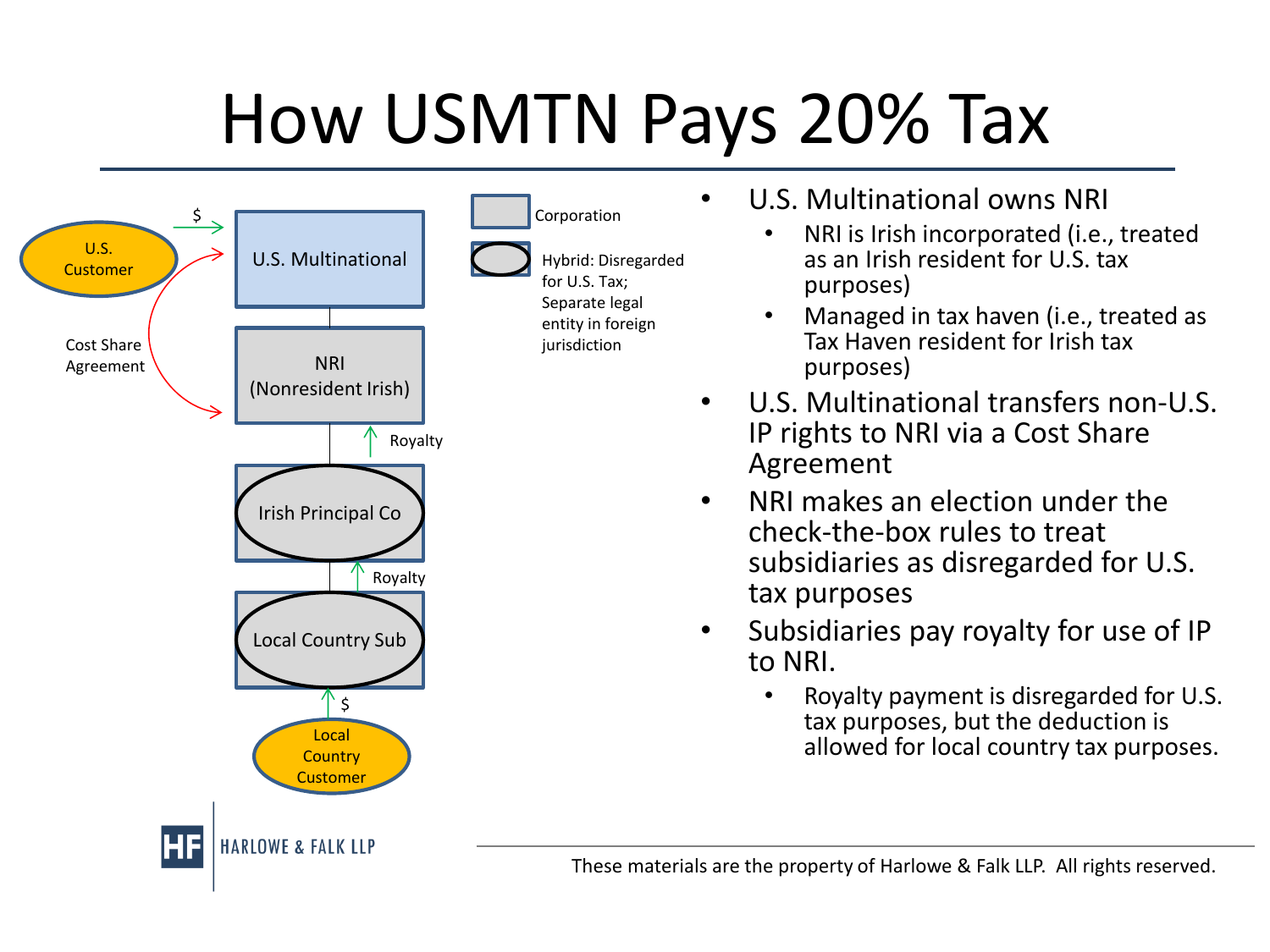# How USMTN Pays 20% Tax

U.S. Customer → $ → U.S. Multinational

Cost Share Agreement (U.S. Multinational ↔ NRI)

NRI (Nonresident Irish)

Royalty ↑

Irish Principal Co

Royalty ↑

Local Country Sub

$ ↑

Local Country Customer

Corporation

Hybrid: Disregarded for U.S. Tax; Separate legal entity in foreign jurisdiction

- U.S. Multinational owns NRI
  - NRI is Irish incorporated (i.e., treated as an Irish resident for U.S. tax purposes)
  - Managed in tax haven (i.e., treated as Tax Haven resident for Irish tax purposes)
- U.S. Multinational transfers non-U.S. IP rights to NRI via a Cost Share Agreement
- NRI makes an election under the check-the-box rules to treat subsidiaries as disregarded for U.S. tax purposes
- Subsidiaries pay royalty for use of IP to NRI.
  - Royalty payment is disregarded for U.S. tax purposes, but the deduction is allowed for local country tax purposes.

HF HARLOWE & FALK LLP

These materials are the property of Harlowe & Falk LLP. All rights reserved.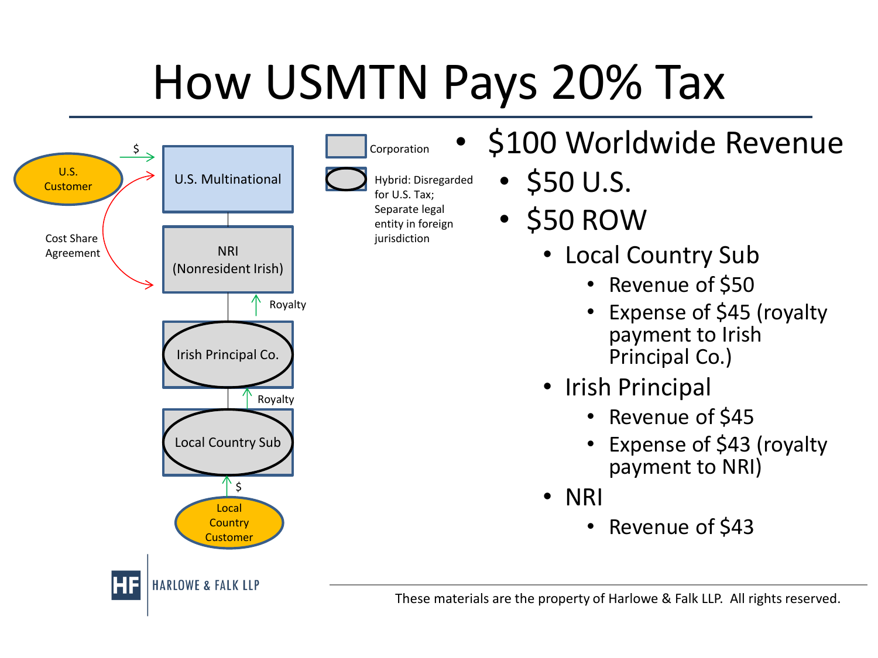# How USMTN Pays 20% Tax

U.S. Customer → $ → U.S. Multinational

Cost Share Agreement (U.S. Multinational ↔ NRI)

NRI (Nonresident Irish)

Royalty ↑

Irish Principal Co.

Royalty ↑

Local Country Sub

$ ↑

Local Country Customer

Corporation

Hybrid: Disregarded for U.S. Tax; Separate legal entity in foreign jurisdiction

- $100 Worldwide Revenue
  - $50 U.S.
  - $50 ROW
    - Local Country Sub
      - Revenue of $50
      - Expense of $45 (royalty payment to Irish Principal Co.)
    - Irish Principal
      - Revenue of $45
      - Expense of $43 (royalty payment to NRI)
    - NRI
      - Revenue of $43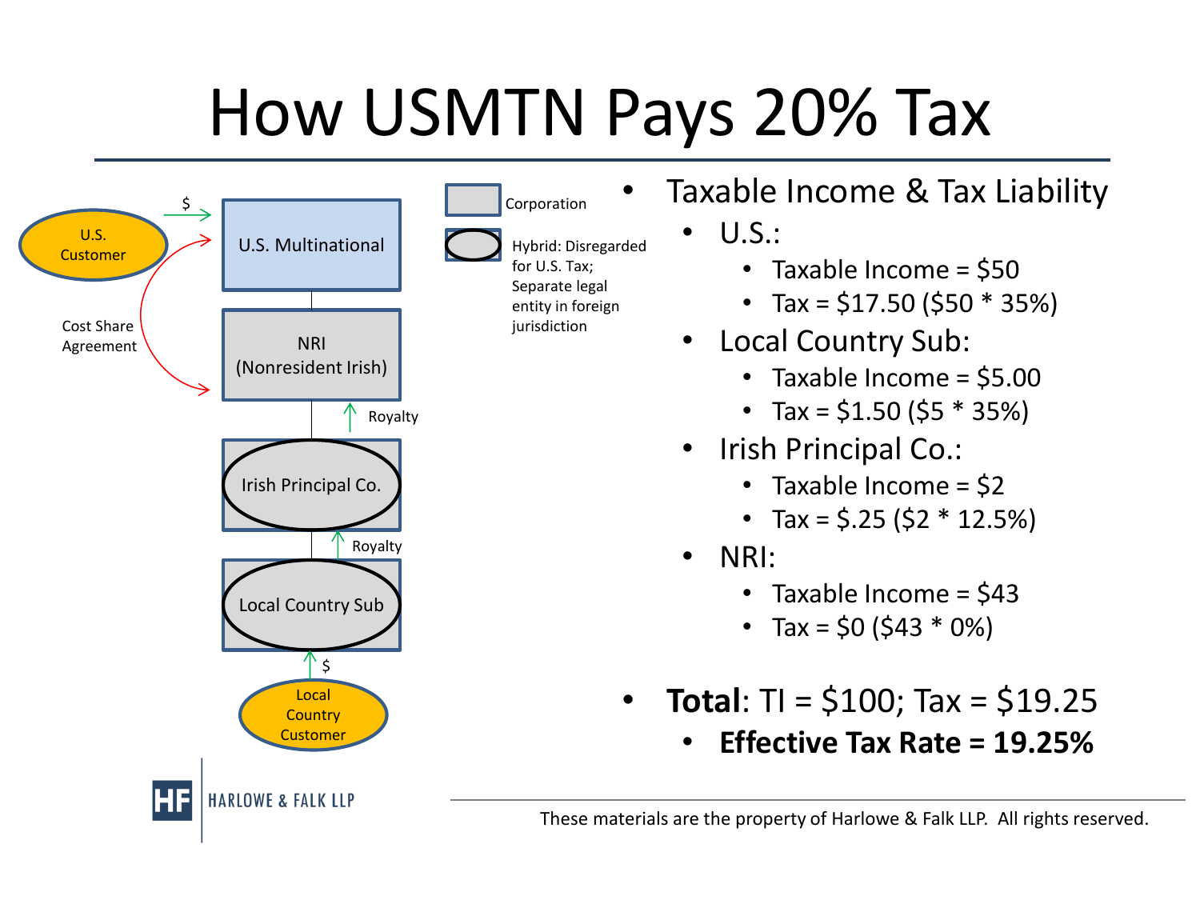# How USMTN Pays 20% Tax

U.S. Customer → $ → U.S. Multinational

Cost Share Agreement

NRI (Nonresident Irish)

Royalty

Irish Principal Co.

Royalty

Local Country Sub

$

Local Country Customer

Corporation

Hybrid: Disregarded for U.S. Tax; Separate legal entity in foreign jurisdiction

- Taxable Income & Tax Liability
  - U.S.:
    - Taxable Income = $50
    - Tax = $17.50 ($50 * 35%)
  - Local Country Sub:
    - Taxable Income = $5.00
    - Tax = $1.50 ($5 * 35%)
  - Irish Principal Co.:
    - Taxable Income = $2
    - Tax = $.25 ($2 * 12.5%)
  - NRI:
    - Taxable Income = $43
    - Tax = $0 ($43 * 0%)
- **Total**: TI = $100; Tax = $19.25
  - **Effective Tax Rate = 19.25%**

HARLOWE & FALK LLP

These materials are the property of Harlowe & Falk LLP. All rights reserved.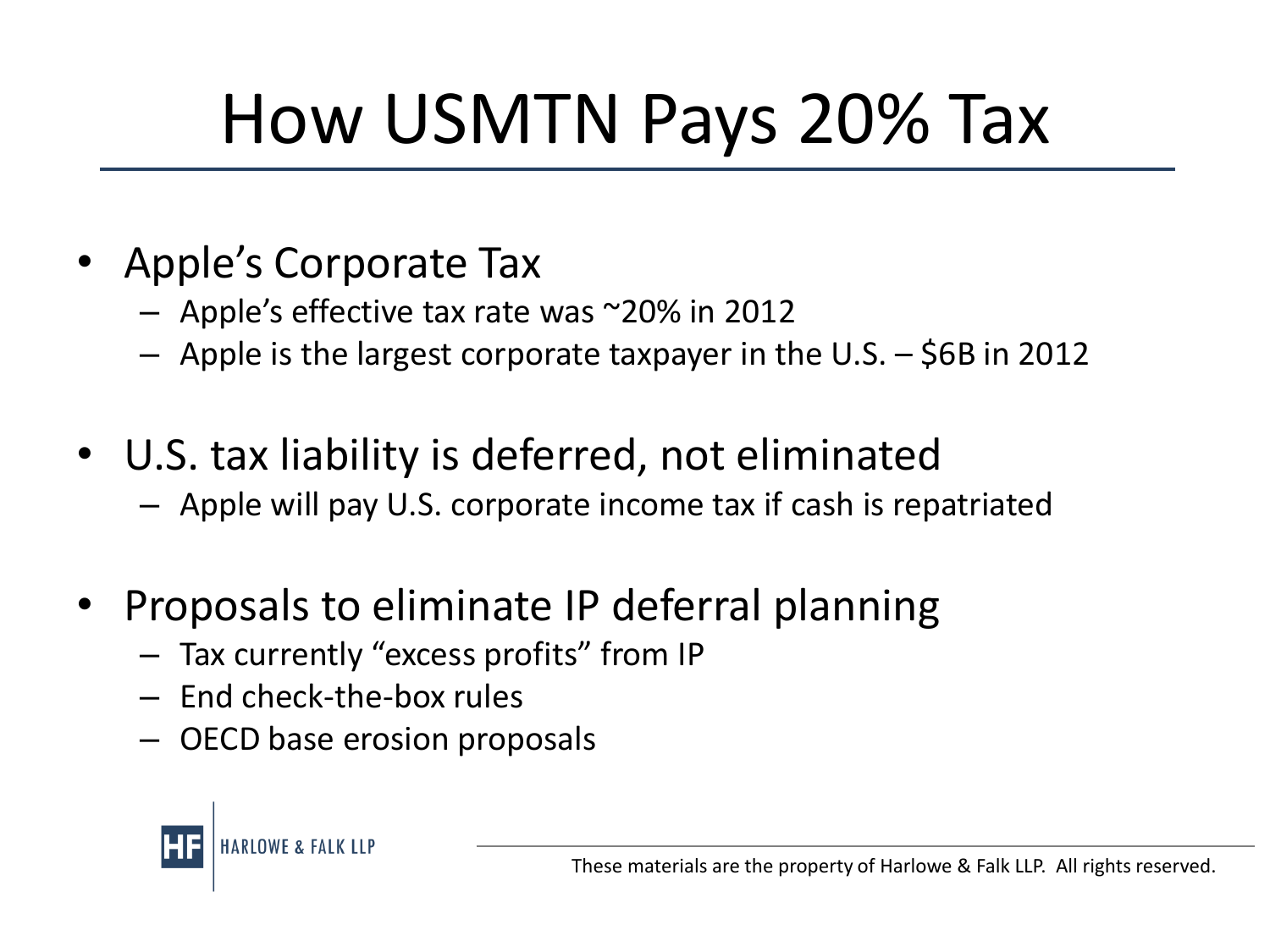# How USMTN Pays 20% Tax

- Apple's Corporate Tax
  - Apple's effective tax rate was ~20% in 2012
  - Apple is the largest corporate taxpayer in the U.S. – $6B in 2012
- U.S. tax liability is deferred, not eliminated
  - Apple will pay U.S. corporate income tax if cash is repatriated
- Proposals to eliminate IP deferral planning
  - Tax currently "excess profits" from IP
  - End check-the-box rules
  - OECD base erosion proposals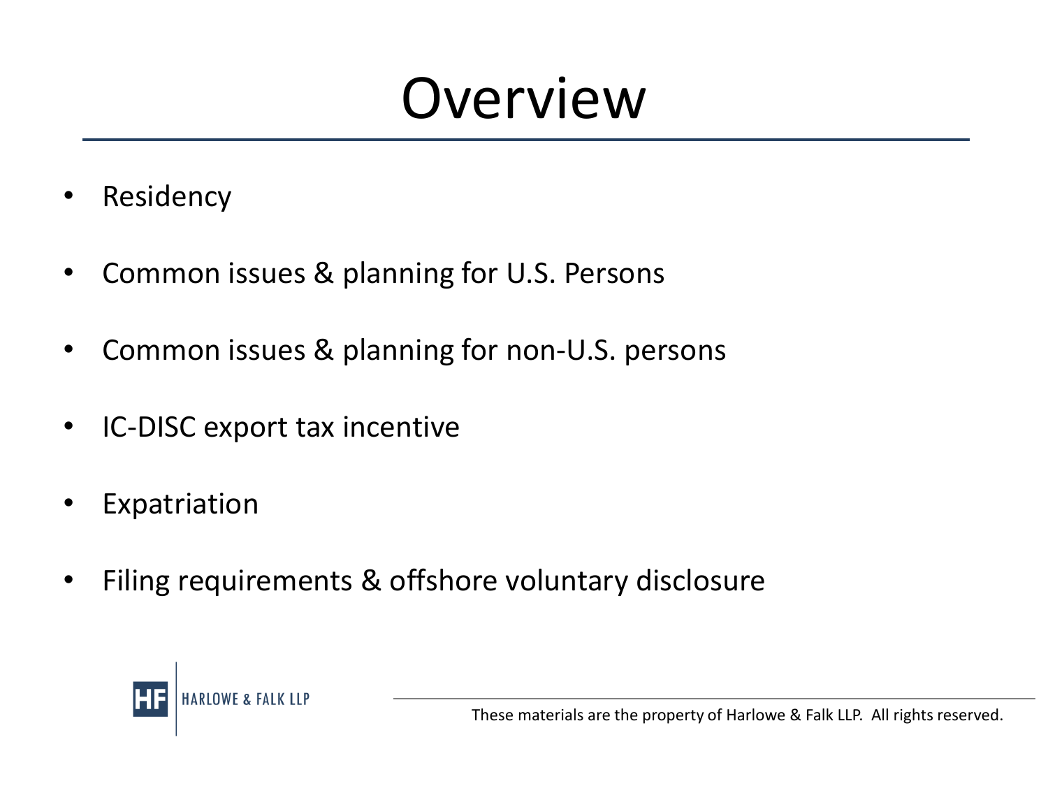# Overview

- Residency
- Common issues & planning for U.S. Persons
- Common issues & planning for non-U.S. persons
- IC-DISC export tax incentive
- Expatriation
- Filing requirements & offshore voluntary disclosure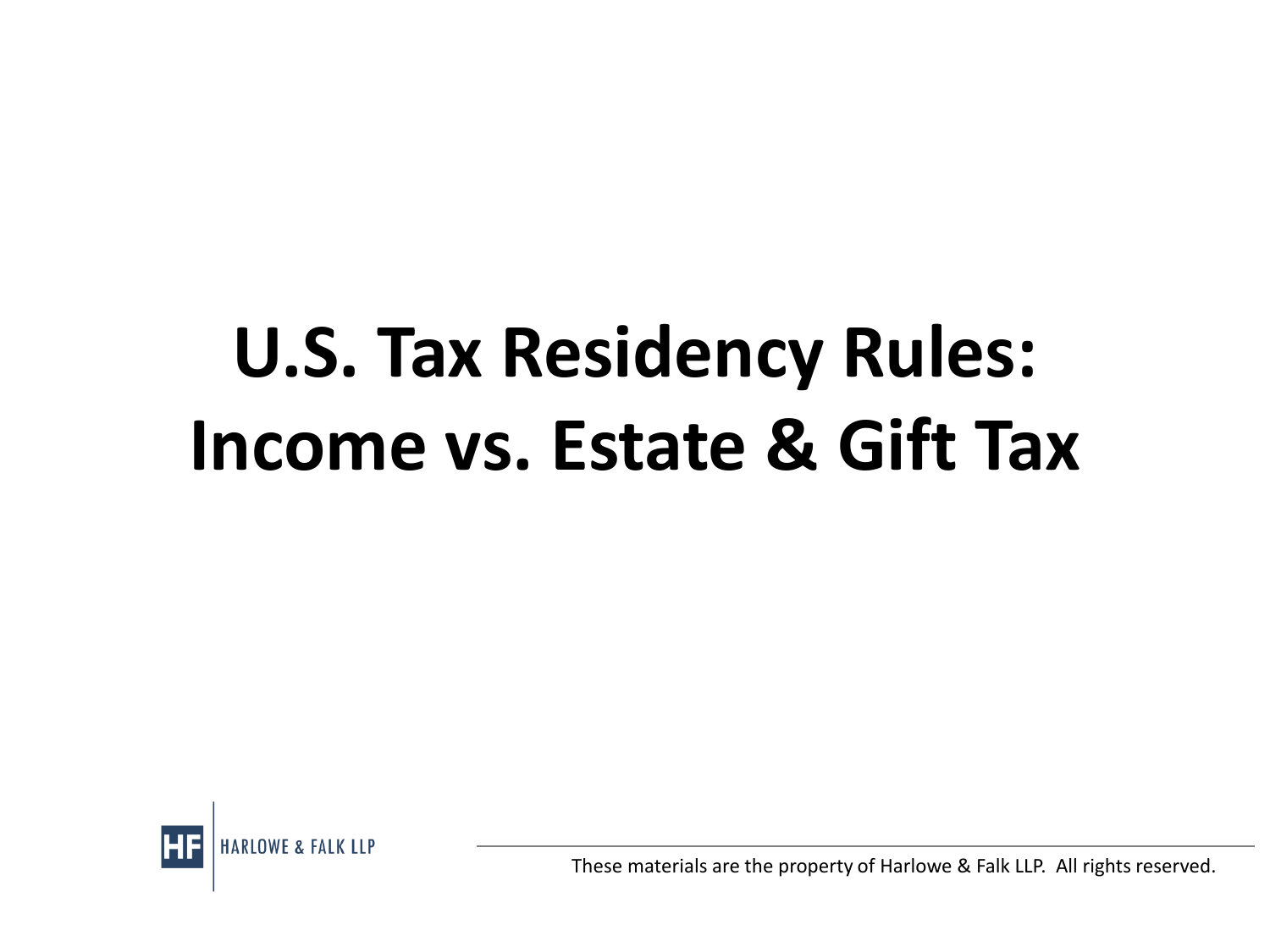# U.S. Tax Residency Rules: Income vs. Estate & Gift Tax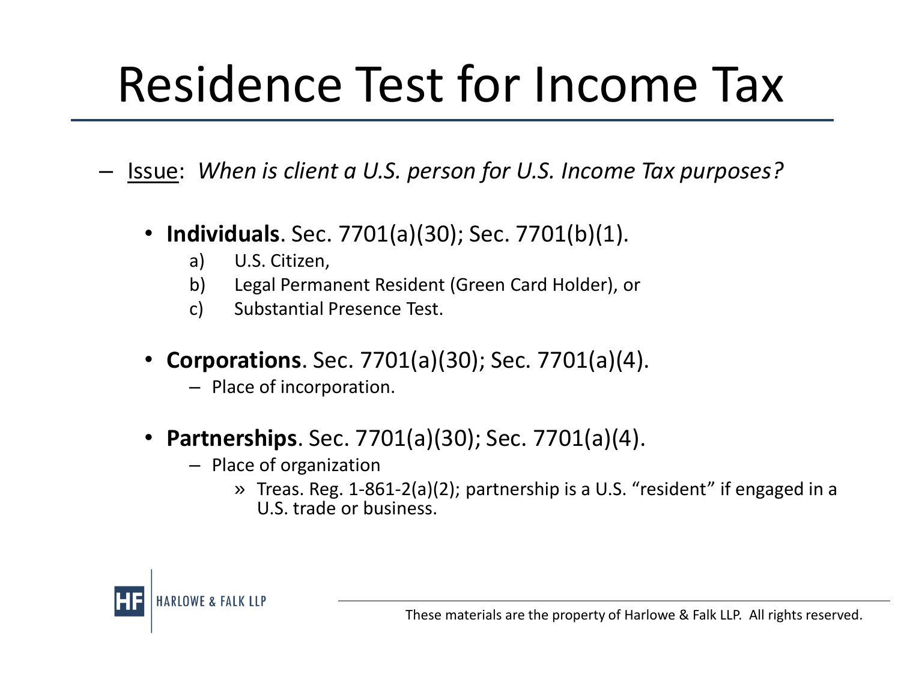# Residence Test for Income Tax

- Issue: *When is client a U.S. person for U.S. Income Tax purposes?*

  - **Individuals**. Sec. 7701(a)(30); Sec. 7701(b)(1).
    a) U.S. Citizen,
    b) Legal Permanent Resident (Green Card Holder), or
    c) Substantial Presence Test.

  - **Corporations**. Sec. 7701(a)(30); Sec. 7701(a)(4).
    - Place of incorporation.

  - **Partnerships**. Sec. 7701(a)(30); Sec. 7701(a)(4).
    - Place of organization
      - » Treas. Reg. 1-861-2(a)(2); partnership is a U.S. "resident" if engaged in a U.S. trade or business.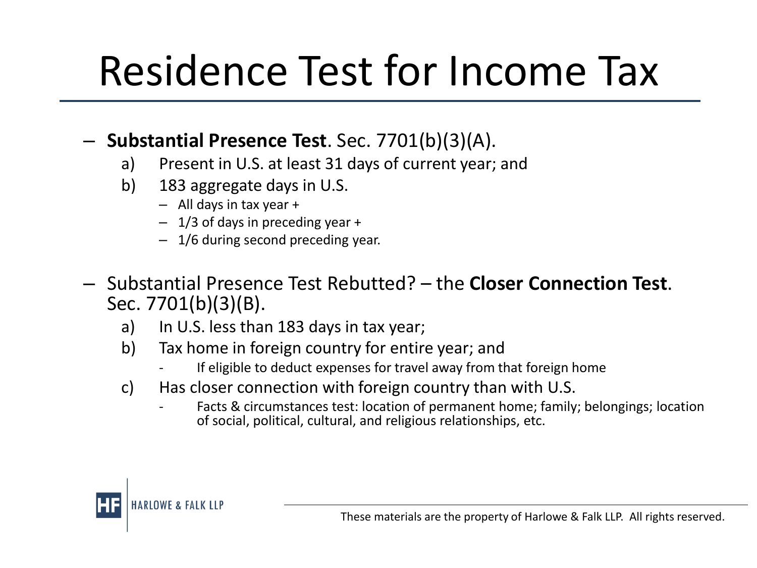# Residence Test for Income Tax

- **Substantial Presence Test**. Sec. 7701(b)(3)(A).
  - a) Present in U.S. at least 31 days of current year; and
  - b) 183 aggregate days in U.S.
    - All days in tax year +
    - 1/3 of days in preceding year +
    - 1/6 during second preceding year.

- Substantial Presence Test Rebutted? – the **Closer Connection Test**. Sec. 7701(b)(3)(B).
  - a) In U.S. less than 183 days in tax year;
  - b) Tax home in foreign country for entire year; and
    - If eligible to deduct expenses for travel away from that foreign home
  - c) Has closer connection with foreign country than with U.S.
    - Facts & circumstances test: location of permanent home; family; belongings; location of social, political, cultural, and religious relationships, etc.

HARLOWE & FALK LLP

These materials are the property of Harlowe & Falk LLP. All rights reserved.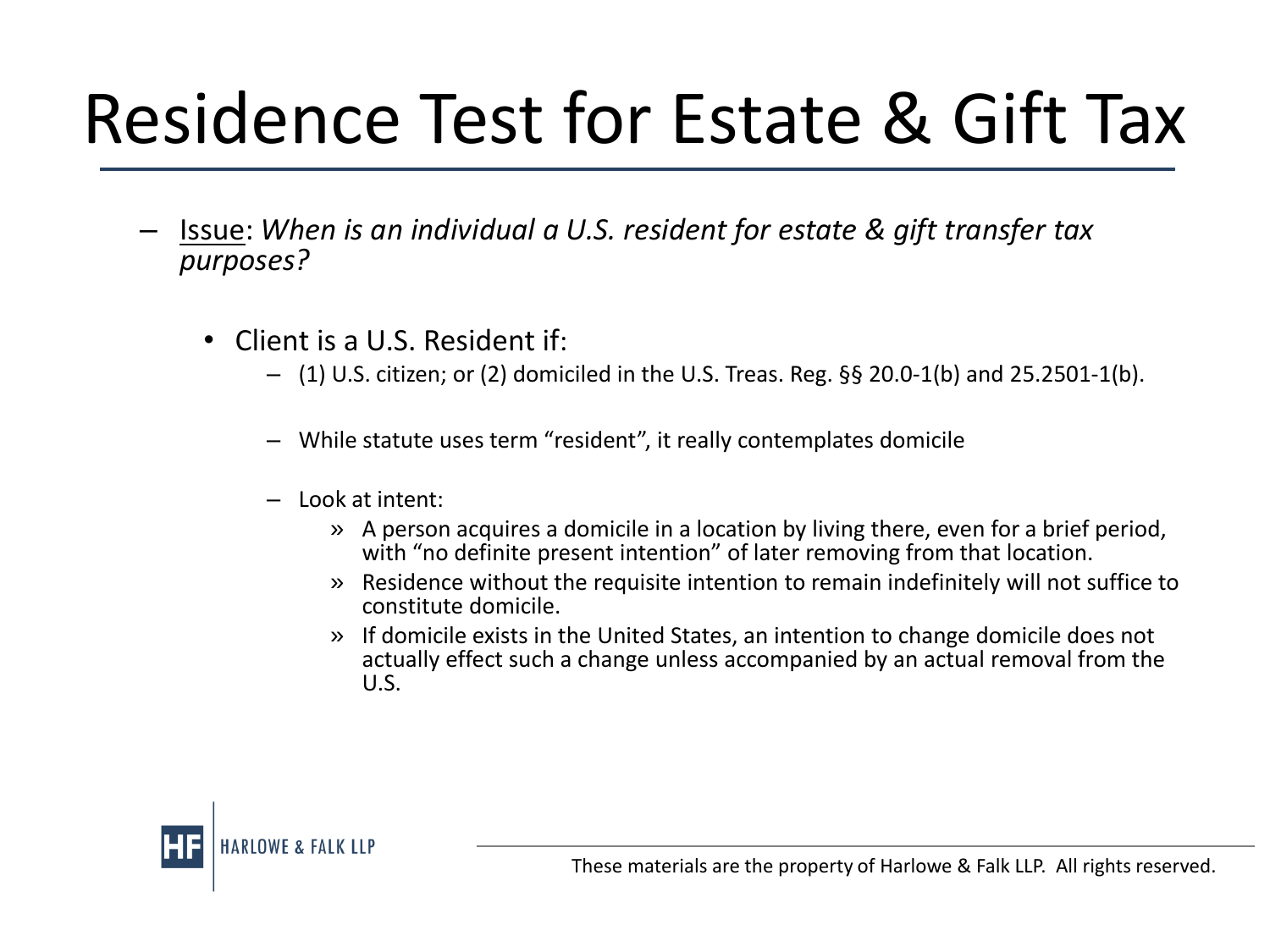# Residence Test for Estate & Gift Tax

- Issue: *When is an individual a U.S. resident for estate & gift transfer tax purposes?*
  - Client is a U.S. Resident if:
    - (1) U.S. citizen; or (2) domiciled in the U.S. Treas. Reg. §§ 20.0-1(b) and 25.2501-1(b).
    - While statute uses term "resident", it really contemplates domicile
    - Look at intent:
      - A person acquires a domicile in a location by living there, even for a brief period, with "no definite present intention" of later removing from that location.
      - Residence without the requisite intention to remain indefinitely will not suffice to constitute domicile.
      - If domicile exists in the United States, an intention to change domicile does not actually effect such a change unless accompanied by an actual removal from the U.S.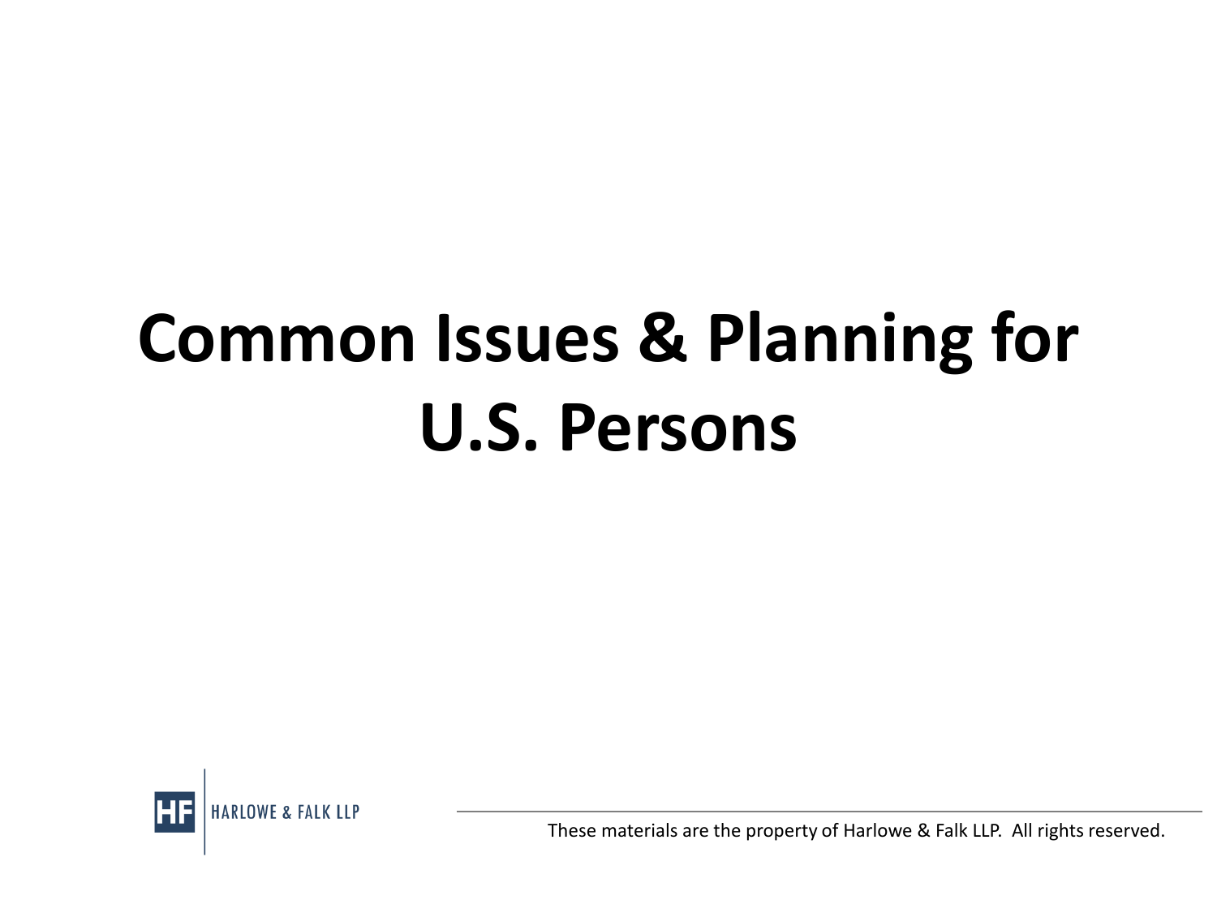# Common Issues & Planning for U.S. Persons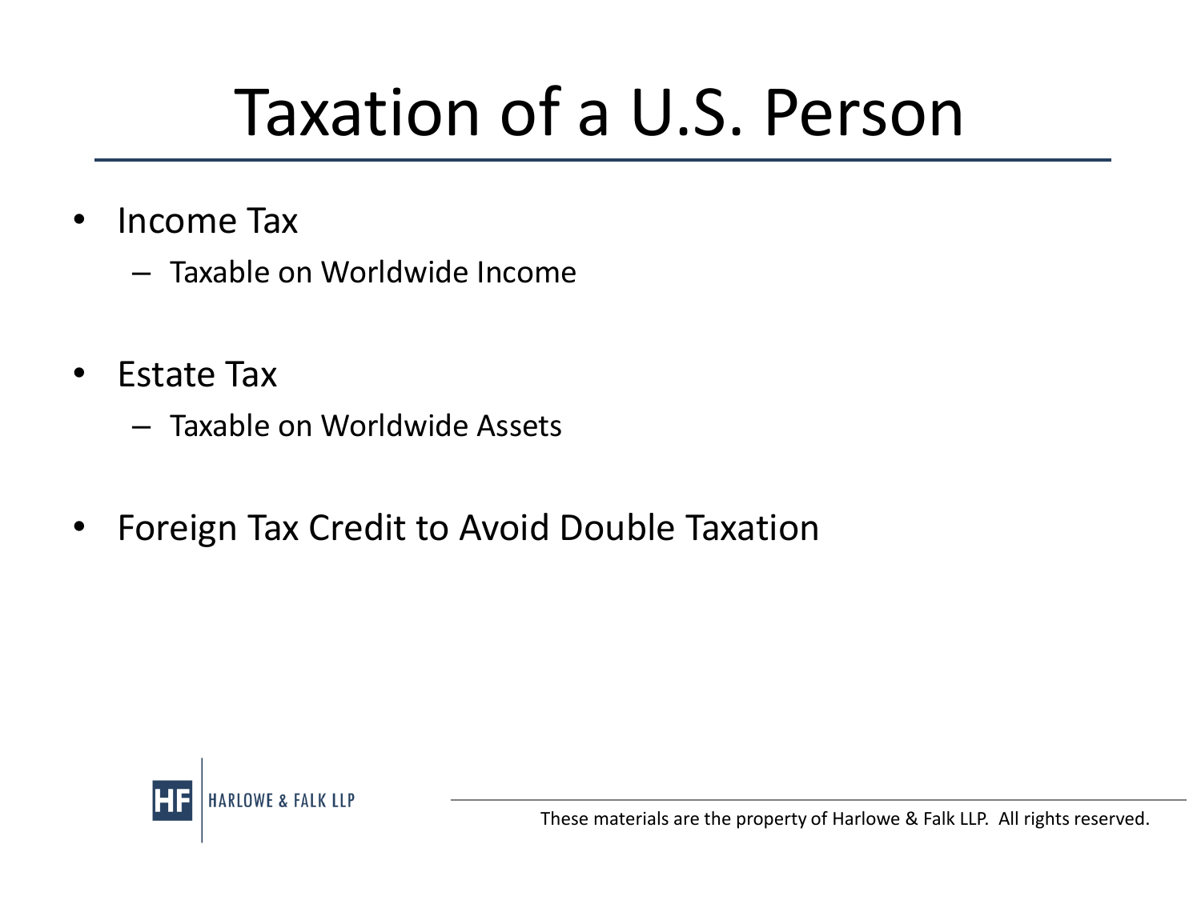# Taxation of a U.S. Person

- Income Tax
  - Taxable on Worldwide Income
- Estate Tax
  - Taxable on Worldwide Assets
- Foreign Tax Credit to Avoid Double Taxation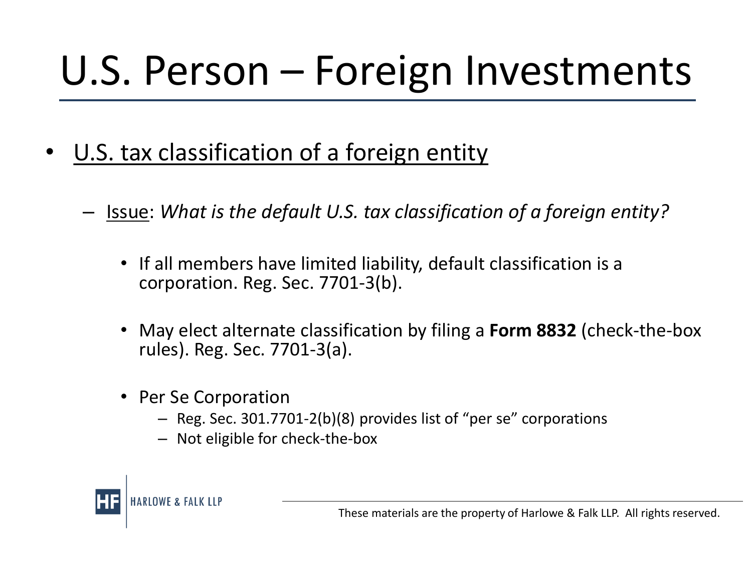# U.S. Person – Foreign Investments

- U.S. tax classification of a foreign entity
  - Issue: *What is the default U.S. tax classification of a foreign entity?*
    - If all members have limited liability, default classification is a corporation. Reg. Sec. 7701-3(b).
    - May elect alternate classification by filing a **Form 8832** (check-the-box rules). Reg. Sec. 7701-3(a).
    - Per Se Corporation
      - Reg. Sec. 301.7701-2(b)(8) provides list of "per se" corporations
      - Not eligible for check-the-box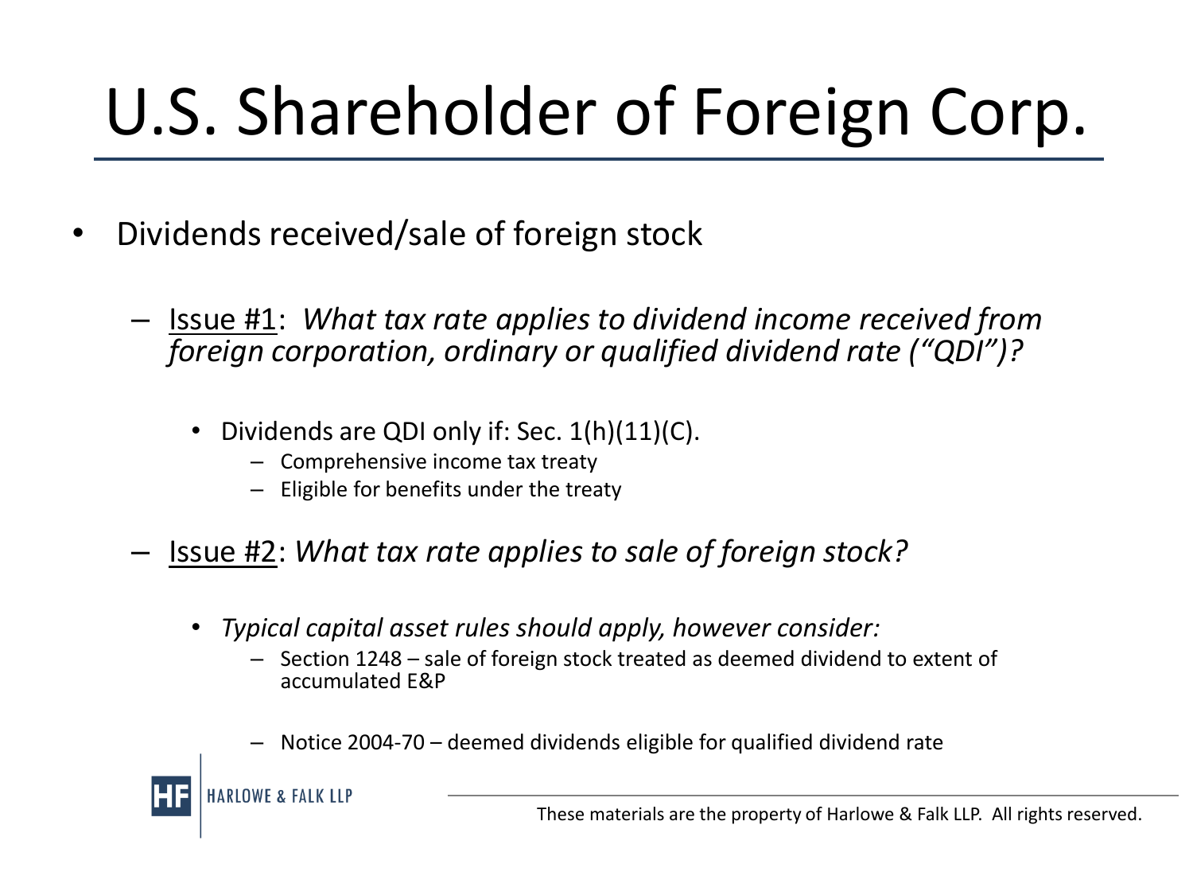# U.S. Shareholder of Foreign Corp.

- Dividends received/sale of foreign stock
  - Issue #1: *What tax rate applies to dividend income received from foreign corporation, ordinary or qualified dividend rate ("QDI")?*
    - Dividends are QDI only if: Sec. 1(h)(11)(C).
      - Comprehensive income tax treaty
      - Eligible for benefits under the treaty
  - Issue #2: *What tax rate applies to sale of foreign stock?*
    - *Typical capital asset rules should apply, however consider:*
      - Section 1248 – sale of foreign stock treated as deemed dividend to extent of accumulated E&P
      - Notice 2004-70 – deemed dividends eligible for qualified dividend rate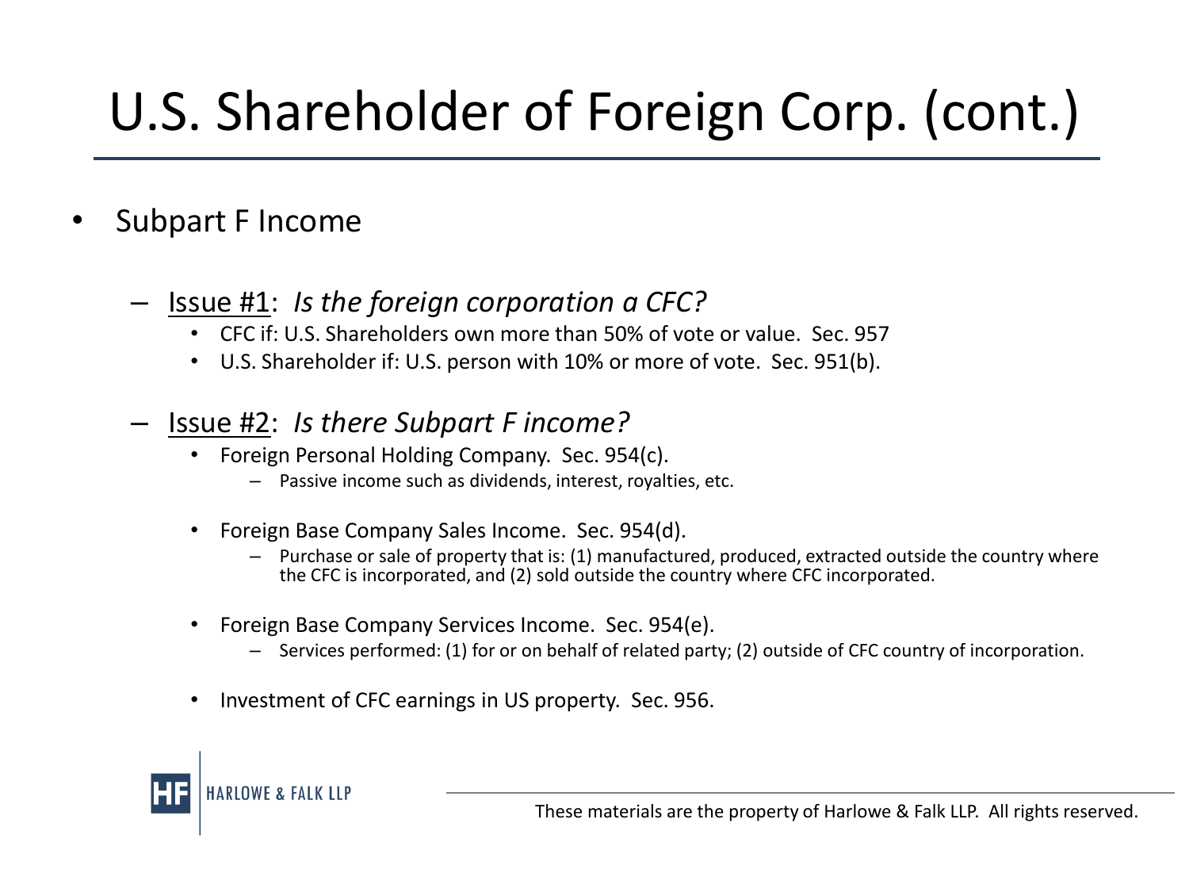# U.S. Shareholder of Foreign Corp. (cont.)

- Subpart F Income
  - Issue #1: *Is the foreign corporation a CFC?*
    - CFC if: U.S. Shareholders own more than 50% of vote or value. Sec. 957
    - U.S. Shareholder if: U.S. person with 10% or more of vote. Sec. 951(b).
  - Issue #2: *Is there Subpart F income?*
    - Foreign Personal Holding Company. Sec. 954(c).
      - Passive income such as dividends, interest, royalties, etc.
    - Foreign Base Company Sales Income. Sec. 954(d).
      - Purchase or sale of property that is: (1) manufactured, produced, extracted outside the country where the CFC is incorporated, and (2) sold outside the country where CFC incorporated.
    - Foreign Base Company Services Income. Sec. 954(e).
      - Services performed: (1) for or on behalf of related party; (2) outside of CFC country of incorporation.
    - Investment of CFC earnings in US property. Sec. 956.

These materials are the property of Harlowe & Falk LLP. All rights reserved.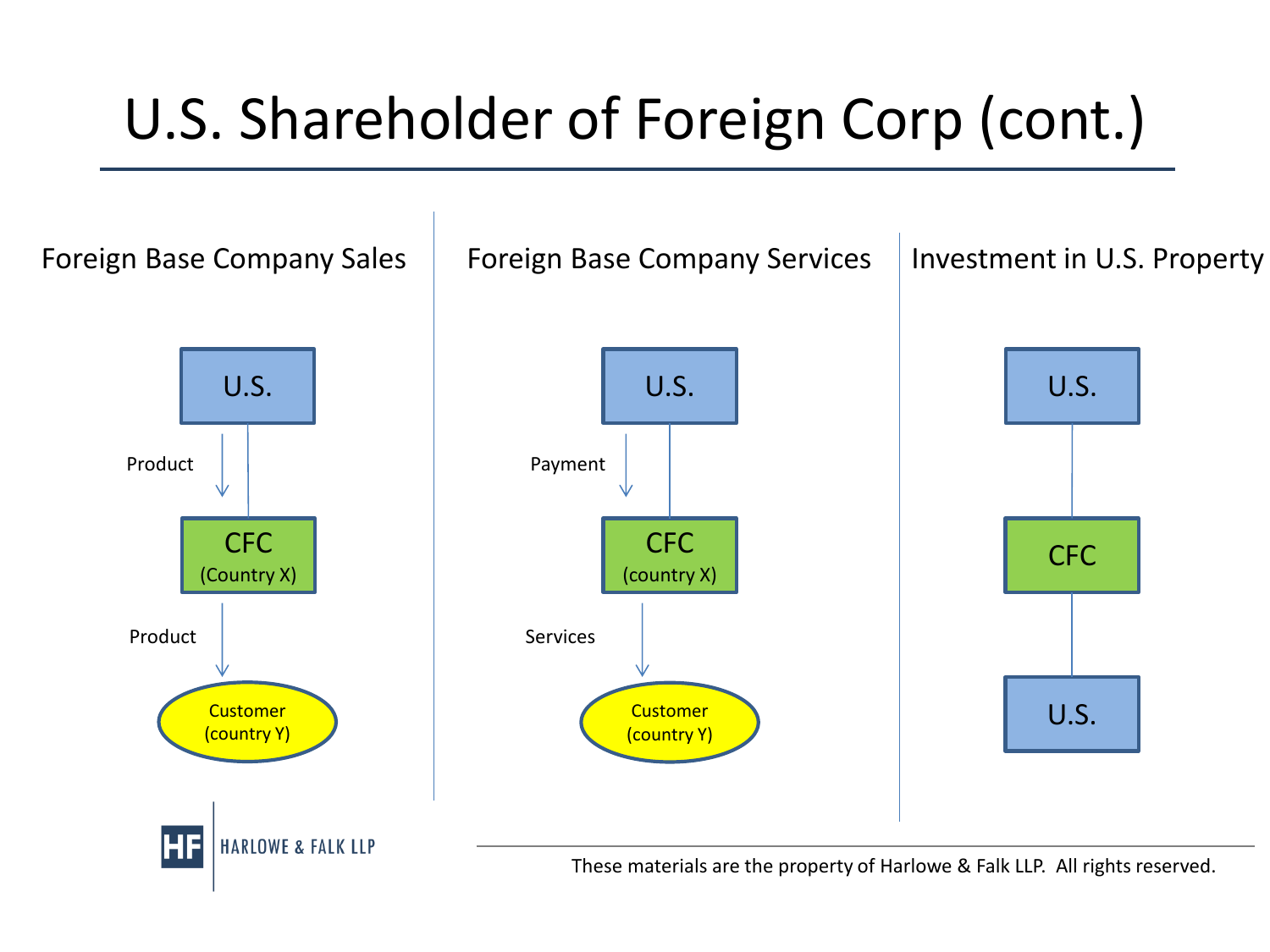# U.S. Shareholder of Foreign Corp (cont.)

## Foreign Base Company Sales

U.S.

Product

CFC (Country X)

Product

Customer (country Y)

## Foreign Base Company Services

U.S.

Payment

CFC (country X)

Services

Customer (country Y)

## Investment in U.S. Property

U.S.

CFC

U.S.

These materials are the property of Harlowe & Falk LLP. All rights reserved.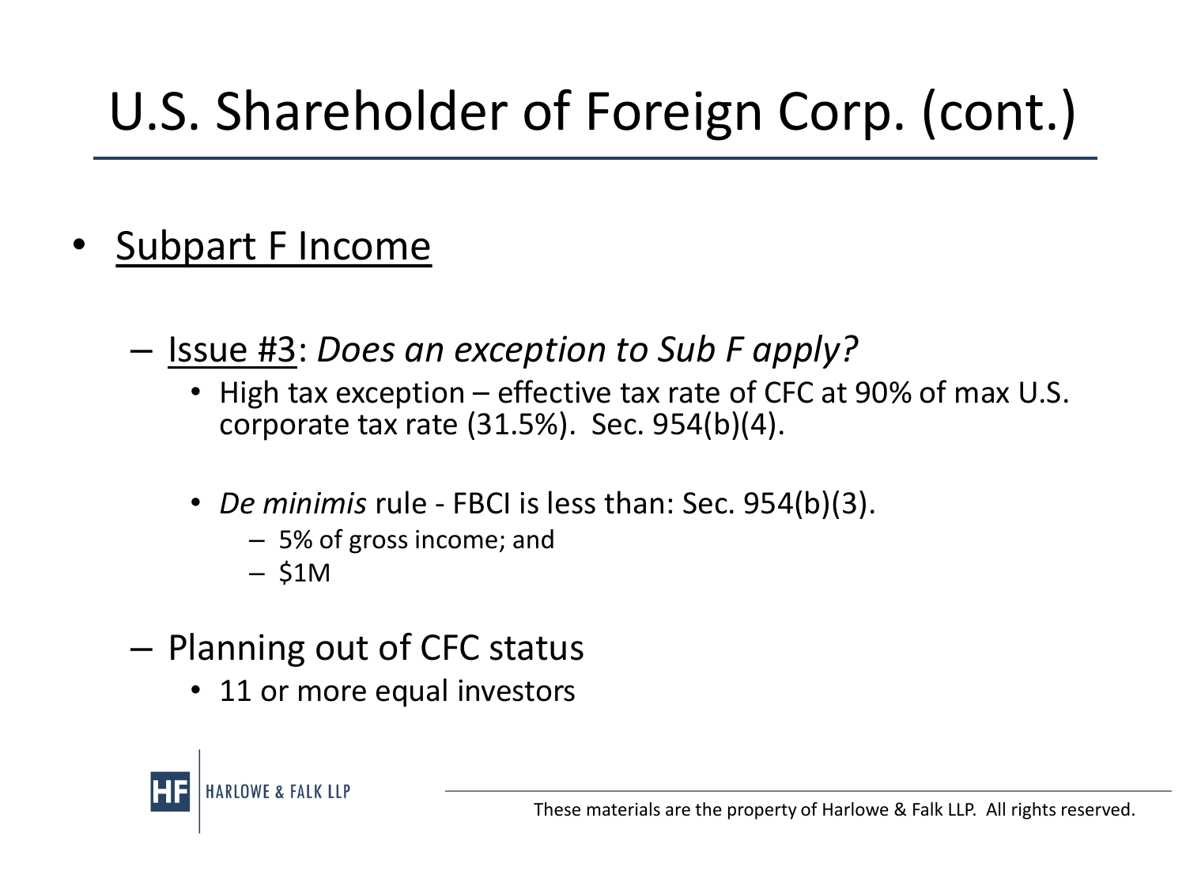# U.S. Shareholder of Foreign Corp. (cont.)

- <u>Subpart F Income</u>
  - <u>Issue #3</u>: *Does an exception to Sub F apply?*
    - High tax exception – effective tax rate of CFC at 90% of max U.S. corporate tax rate (31.5%). Sec. 954(b)(4).
    - *De minimis* rule - FBCI is less than: Sec. 954(b)(3).
      - 5% of gross income; and
      - $1M
  - Planning out of CFC status
    - 11 or more equal investors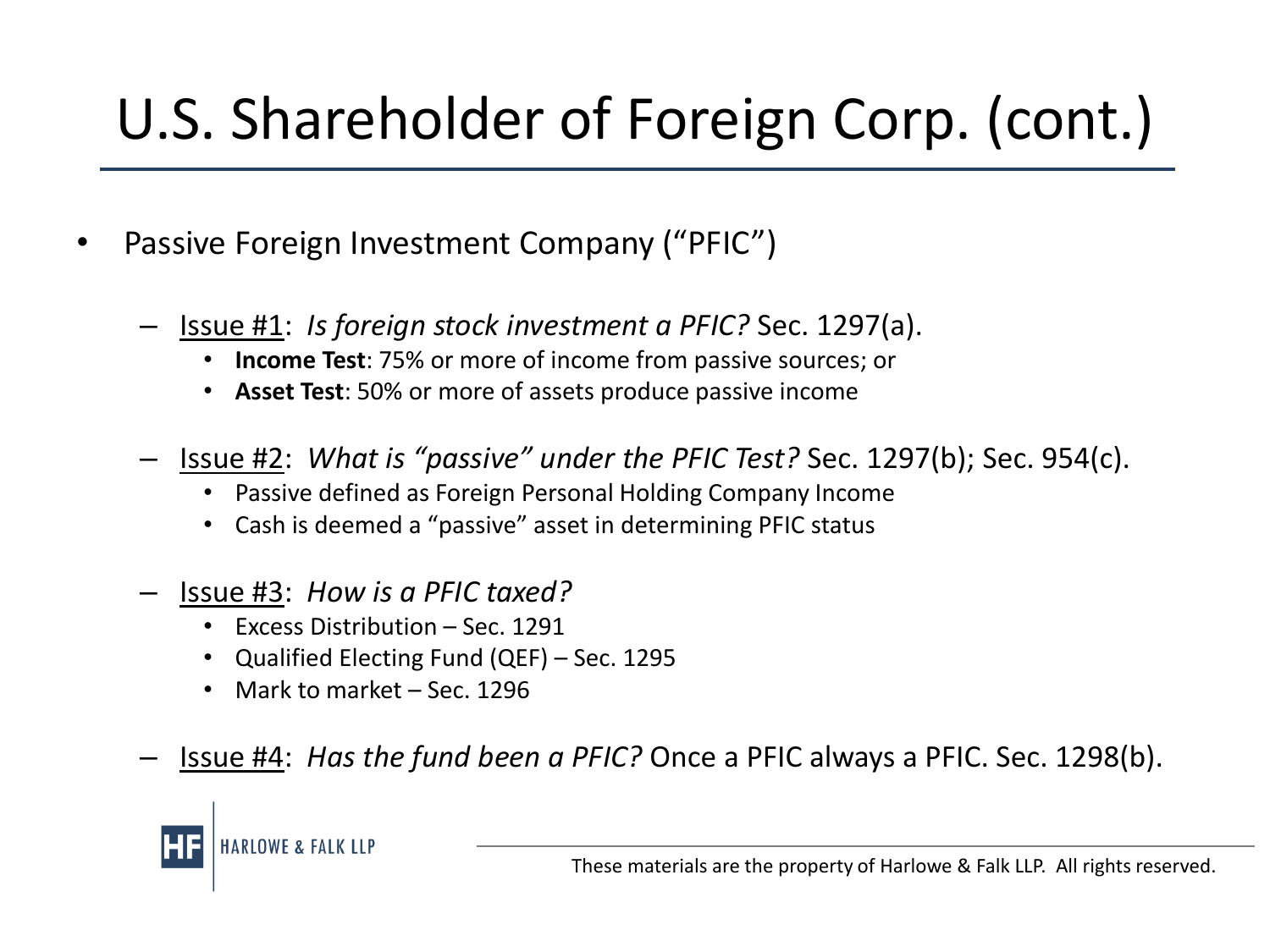# U.S. Shareholder of Foreign Corp. (cont.)

- Passive Foreign Investment Company ("PFIC")
  - Issue #1: *Is foreign stock investment a PFIC?* Sec. 1297(a).
    - **Income Test**: 75% or more of income from passive sources; or
    - **Asset Test**: 50% or more of assets produce passive income
  - Issue #2: *What is "passive" under the PFIC Test?* Sec. 1297(b); Sec. 954(c).
    - Passive defined as Foreign Personal Holding Company Income
    - Cash is deemed a "passive" asset in determining PFIC status
  - Issue #3: *How is a PFIC taxed?*
    - Excess Distribution – Sec. 1291
    - Qualified Electing Fund (QEF) – Sec. 1295
    - Mark to market – Sec. 1296
  - Issue #4: *Has the fund been a PFIC?* Once a PFIC always a PFIC. Sec. 1298(b).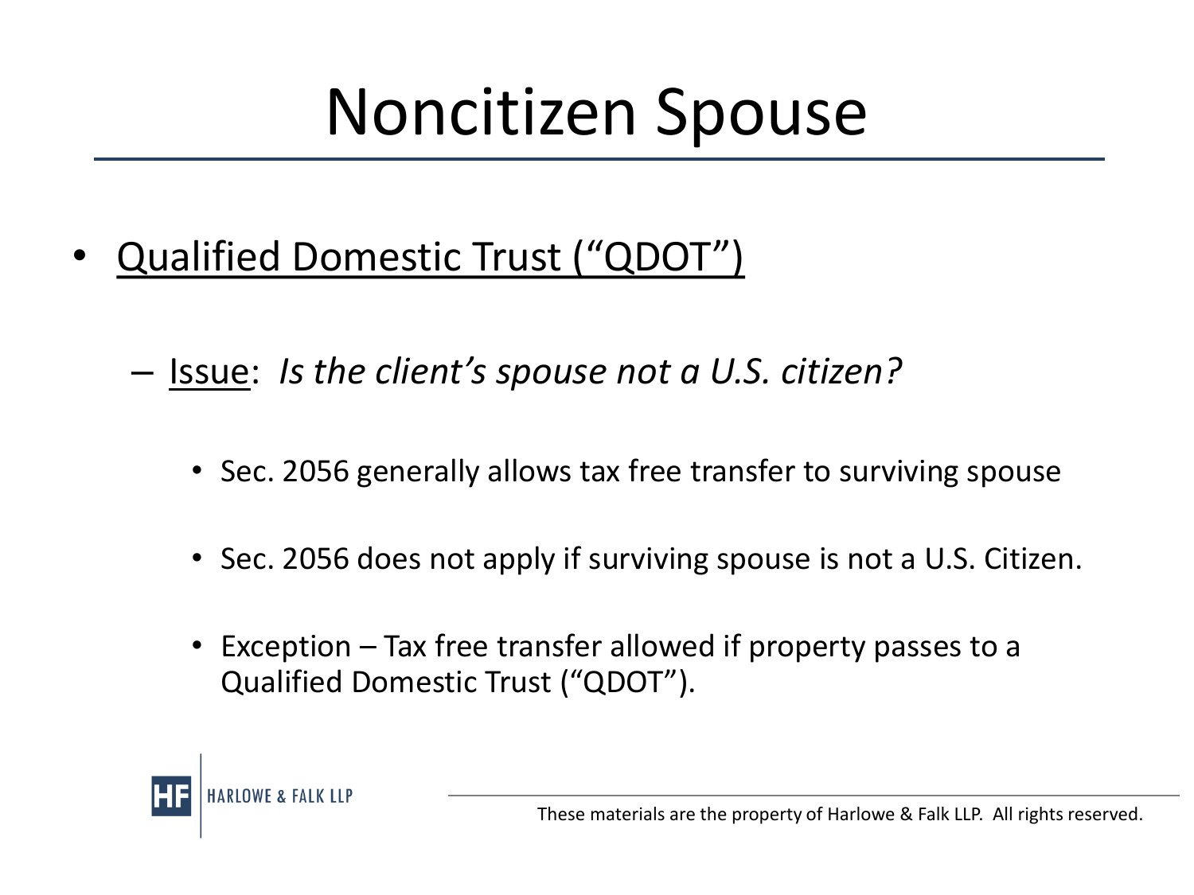# Noncitizen Spouse

- Qualified Domestic Trust ("QDOT")

  - Issue: *Is the client's spouse not a U.S. citizen?*

    - Sec. 2056 generally allows tax free transfer to surviving spouse

    - Sec. 2056 does not apply if surviving spouse is not a U.S. Citizen.

    - Exception – Tax free transfer allowed if property passes to a Qualified Domestic Trust ("QDOT").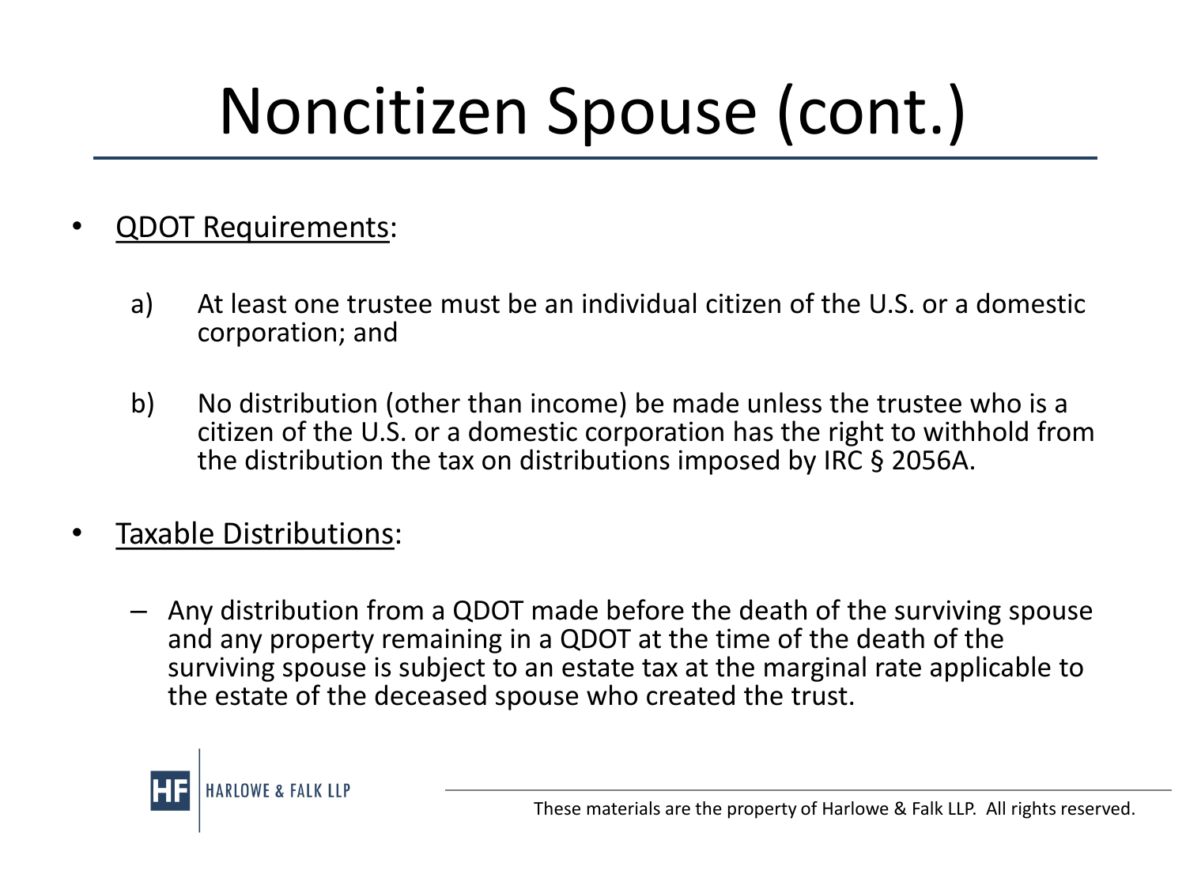# Noncitizen Spouse (cont.)

- QDOT Requirements:

  a) At least one trustee must be an individual citizen of the U.S. or a domestic corporation; and

  b) No distribution (other than income) be made unless the trustee who is a citizen of the U.S. or a domestic corporation has the right to withhold from the distribution the tax on distributions imposed by IRC § 2056A.

- Taxable Distributions:

  – Any distribution from a QDOT made before the death of the surviving spouse and any property remaining in a QDOT at the time of the death of the surviving spouse is subject to an estate tax at the marginal rate applicable to the estate of the deceased spouse who created the trust.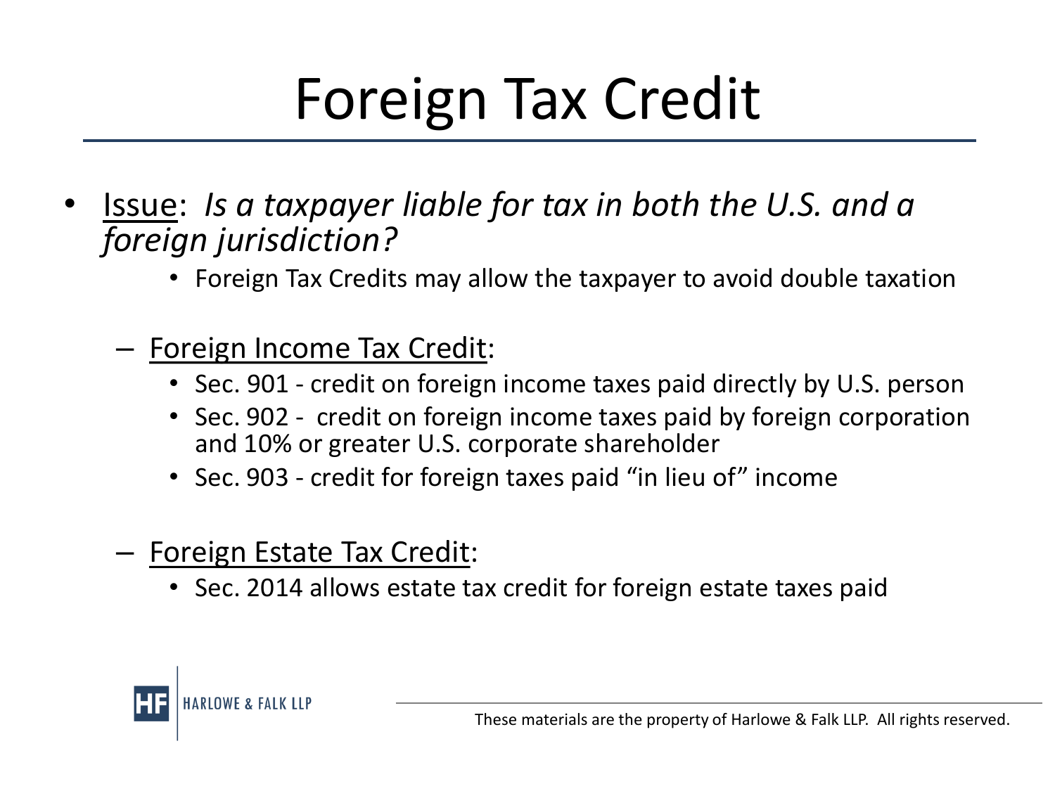# Foreign Tax Credit

- Issue: *Is a taxpayer liable for tax in both the U.S. and a foreign jurisdiction?*
    - Foreign Tax Credits may allow the taxpayer to avoid double taxation
  - Foreign Income Tax Credit:
    - Sec. 901 - credit on foreign income taxes paid directly by U.S. person
    - Sec. 902 - credit on foreign income taxes paid by foreign corporation and 10% or greater U.S. corporate shareholder
    - Sec. 903 - credit for foreign taxes paid "in lieu of" income
  - Foreign Estate Tax Credit:
    - Sec. 2014 allows estate tax credit for foreign estate taxes paid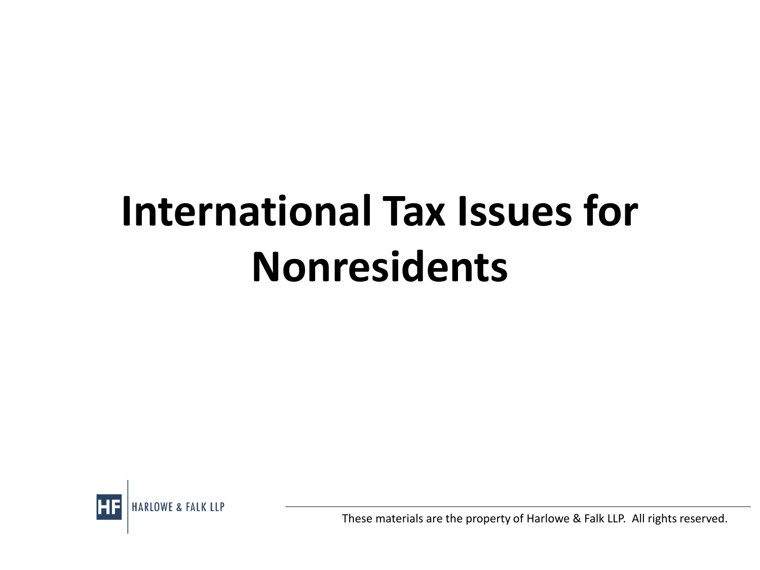# International Tax Issues for Nonresidents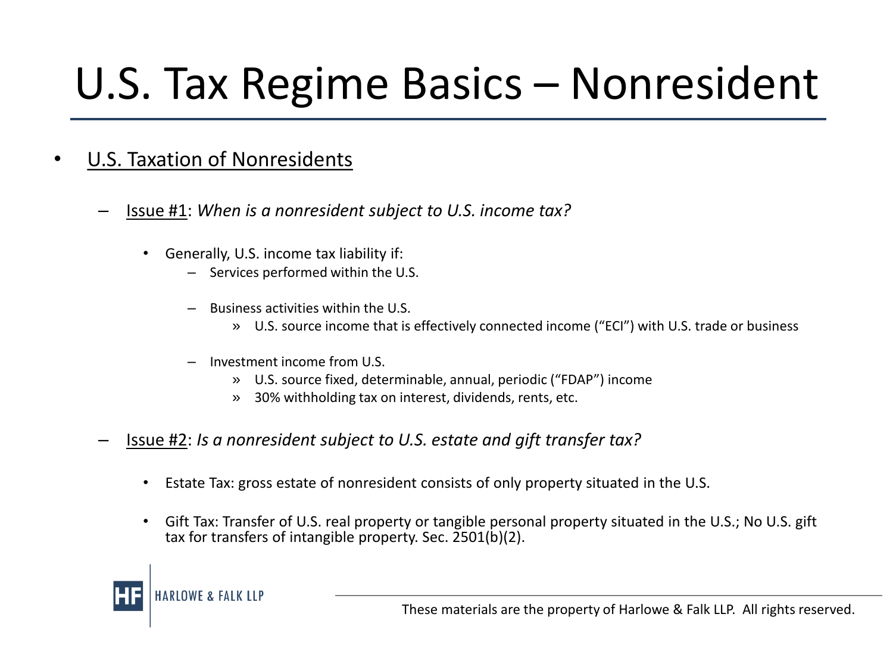# U.S. Tax Regime Basics – Nonresident

- U.S. Taxation of Nonresidents
  - Issue #1: *When is a nonresident subject to U.S. income tax?*
    - Generally, U.S. income tax liability if:
      - Services performed within the U.S.
      - Business activities within the U.S.
        - U.S. source income that is effectively connected income ("ECI") with U.S. trade or business
      - Investment income from U.S.
        - U.S. source fixed, determinable, annual, periodic ("FDAP") income
        - 30% withholding tax on interest, dividends, rents, etc.
  - Issue #2: *Is a nonresident subject to U.S. estate and gift transfer tax?*
    - Estate Tax: gross estate of nonresident consists of only property situated in the U.S.
    - Gift Tax: Transfer of U.S. real property or tangible personal property situated in the U.S.; No U.S. gift tax for transfers of intangible property. Sec. 2501(b)(2).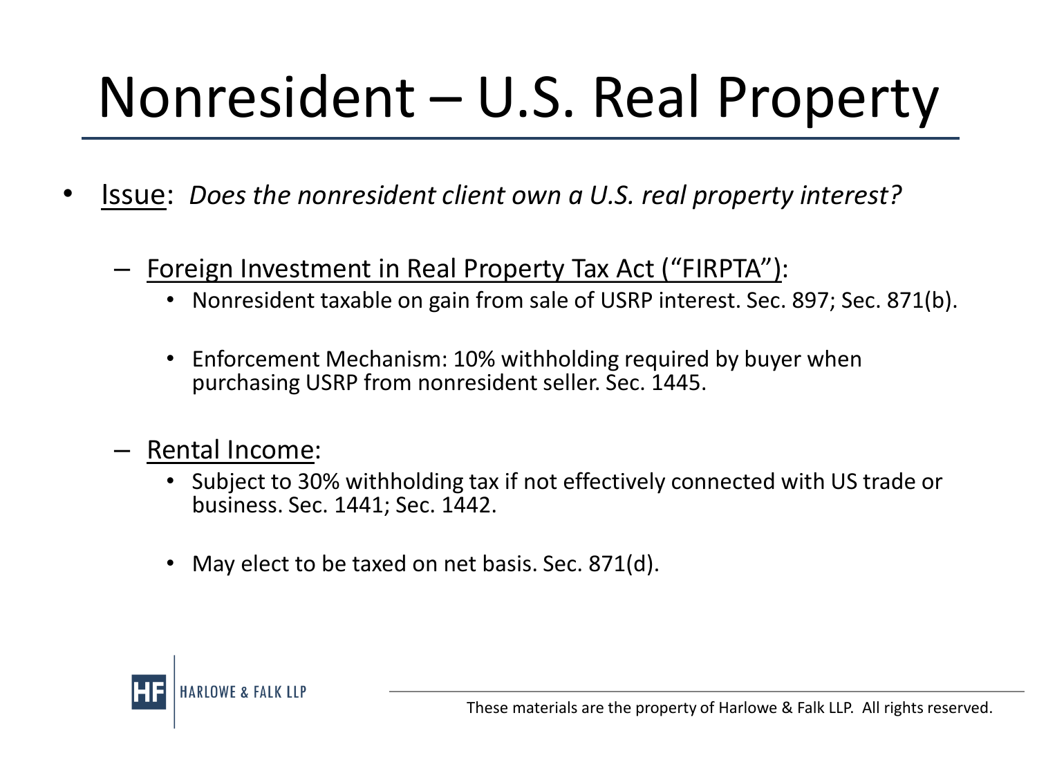# Nonresident – U.S. Real Property

- Issue: *Does the nonresident client own a U.S. real property interest?*
  - Foreign Investment in Real Property Tax Act ("FIRPTA"):
    - Nonresident taxable on gain from sale of USRP interest. Sec. 897; Sec. 871(b).
    - Enforcement Mechanism: 10% withholding required by buyer when purchasing USRP from nonresident seller. Sec. 1445.
  - Rental Income:
    - Subject to 30% withholding tax if not effectively connected with US trade or business. Sec. 1441; Sec. 1442.
    - May elect to be taxed on net basis. Sec. 871(d).

These materials are the property of Harlowe & Falk LLP. All rights reserved.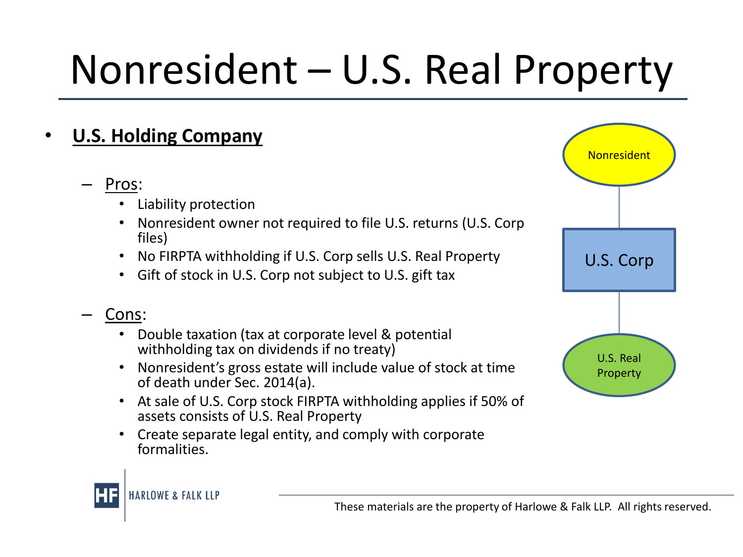# Nonresident – U.S. Real Property

- **U.S. Holding Company**
  - Pros:
    - Liability protection
    - Nonresident owner not required to file U.S. returns (U.S. Corp files)
    - No FIRPTA withholding if U.S. Corp sells U.S. Real Property
    - Gift of stock in U.S. Corp not subject to U.S. gift tax
  - Cons:
    - Double taxation (tax at corporate level & potential withholding tax on dividends if no treaty)
    - Nonresident's gross estate will include value of stock at time of death under Sec. 2014(a).
    - At sale of U.S. Corp stock FIRPTA withholding applies if 50% of assets consists of U.S. Real Property
    - Create separate legal entity, and comply with corporate formalities.

Nonresident

U.S. Corp

U.S. Real Property

These materials are the property of Harlowe & Falk LLP. All rights reserved.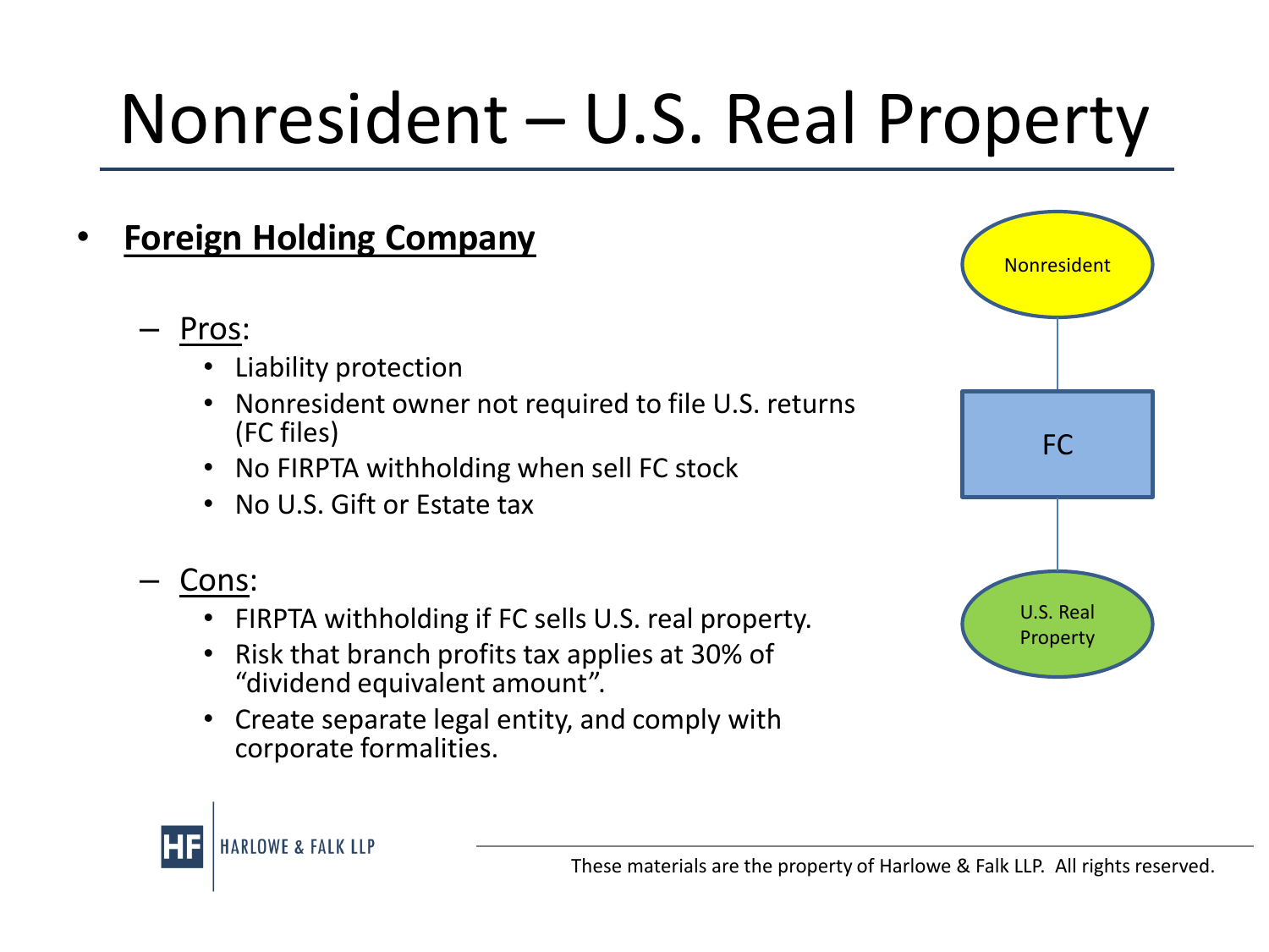# Nonresident – U.S. Real Property

- **Foreign Holding Company**
  - Pros:
    - Liability protection
    - Nonresident owner not required to file U.S. returns (FC files)
    - No FIRPTA withholding when sell FC stock
    - No U.S. Gift or Estate tax
  - Cons:
    - FIRPTA withholding if FC sells U.S. real property.
    - Risk that branch profits tax applies at 30% of "dividend equivalent amount".
    - Create separate legal entity, and comply with corporate formalities.

Nonresident

FC

U.S. Real Property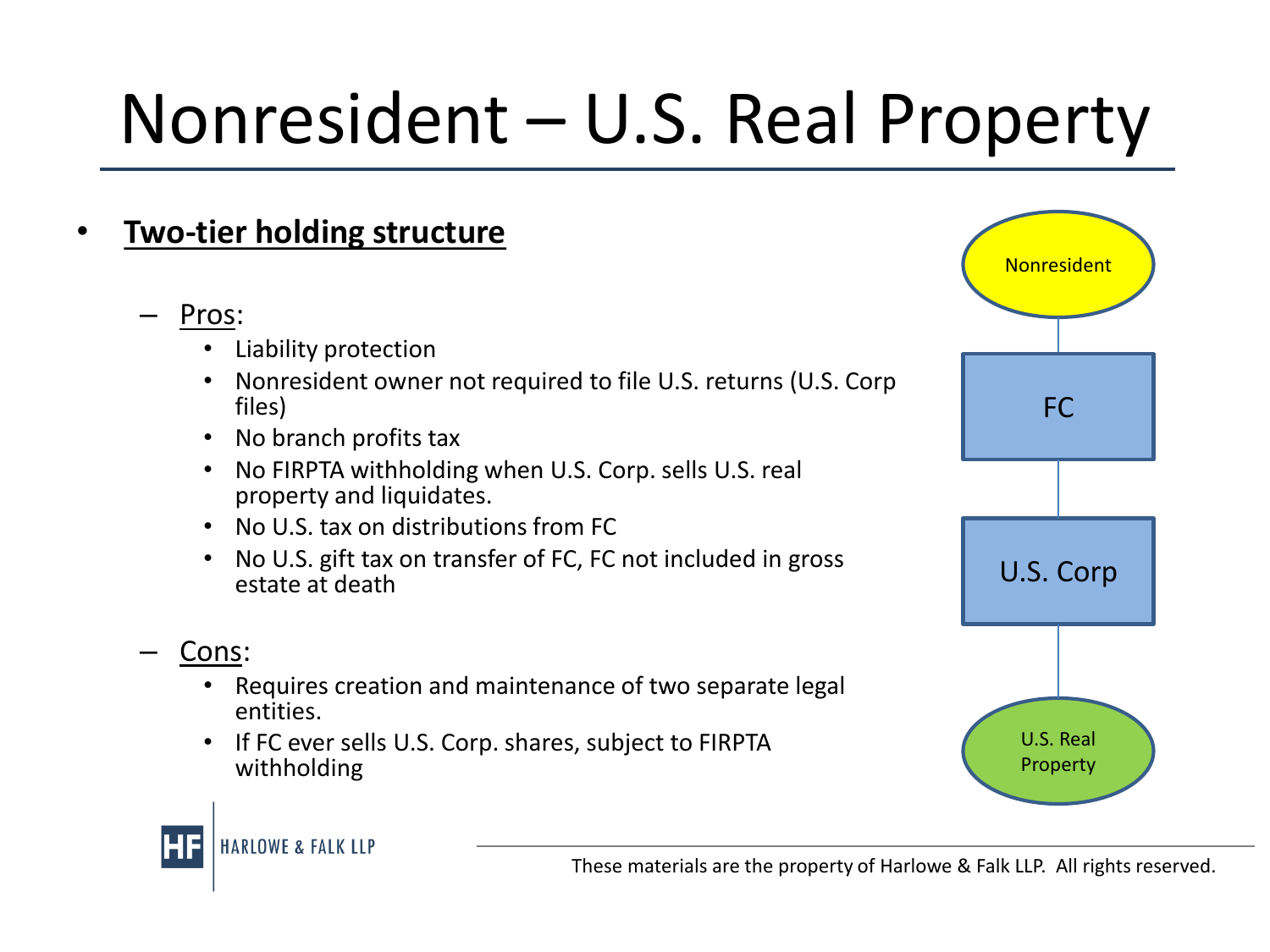# Nonresident – U.S. Real Property

- **Two-tier holding structure**
  - Pros:
    - Liability protection
    - Nonresident owner not required to file U.S. returns (U.S. Corp files)
    - No branch profits tax
    - No FIRPTA withholding when U.S. Corp. sells U.S. real property and liquidates.
    - No U.S. tax on distributions from FC
    - No U.S. gift tax on transfer of FC, FC not included in gross estate at death
  - Cons:
    - Requires creation and maintenance of two separate legal entities.
    - If FC ever sells U.S. Corp. shares, subject to FIRPTA withholding

Nonresident

FC

U.S. Corp

U.S. Real Property

These materials are the property of Harlowe & Falk LLP. All rights reserved.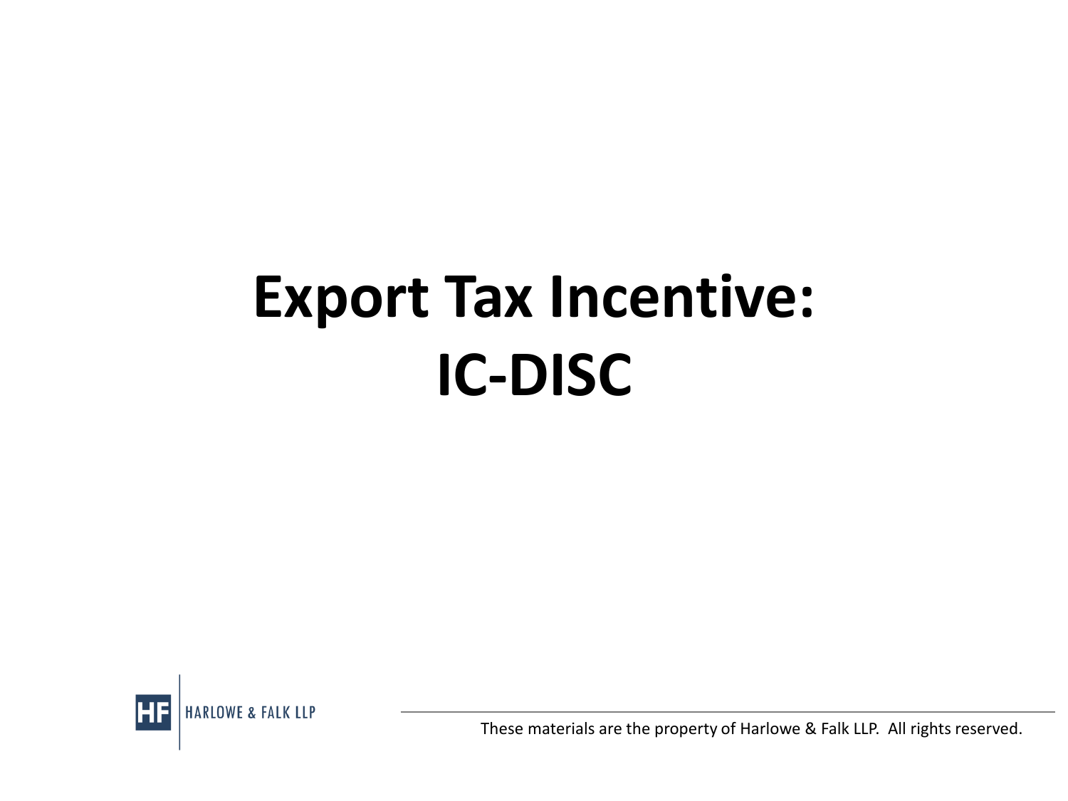# Export Tax Incentive:
# IC-DISC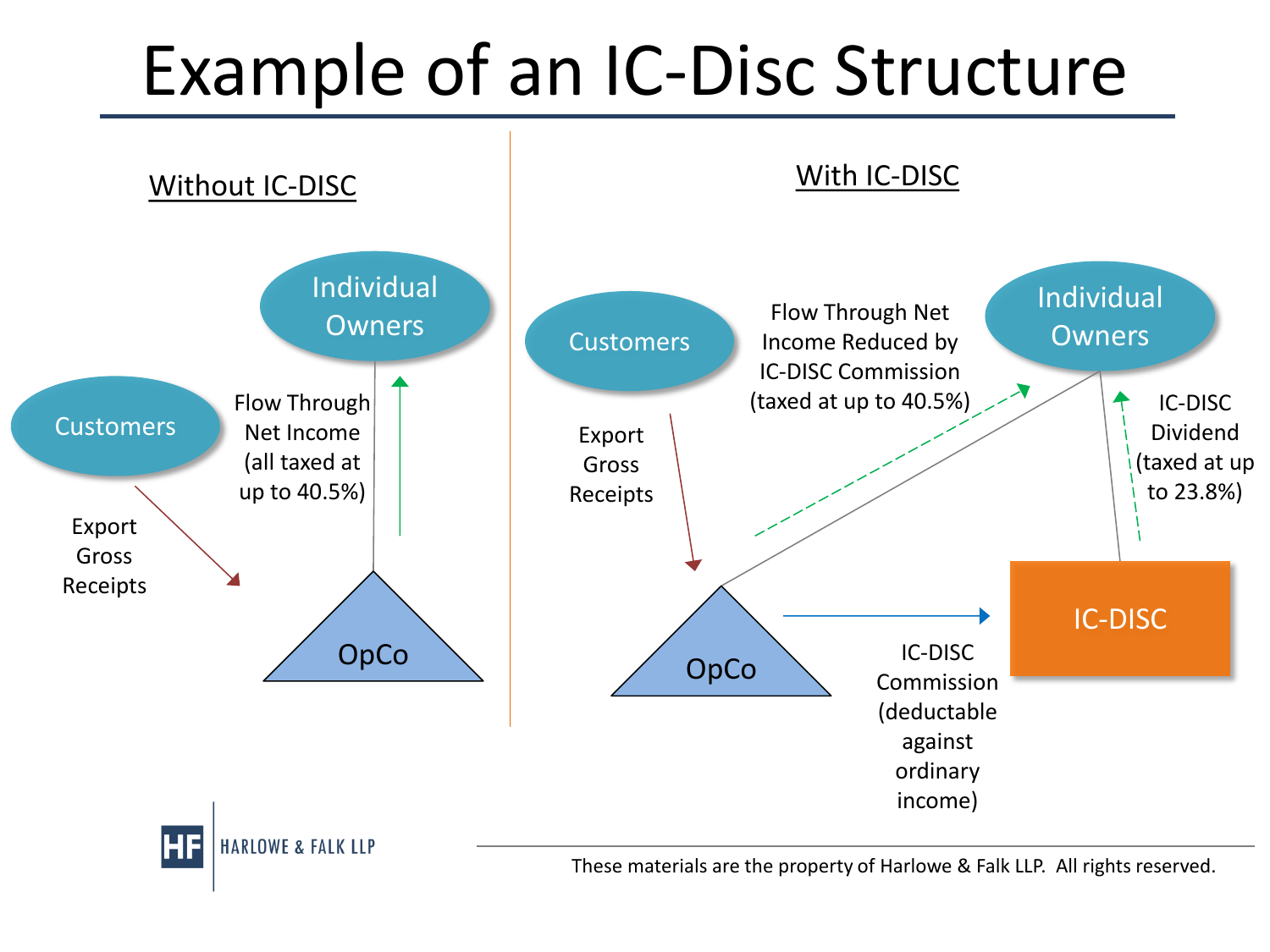# Example of an IC-Disc Structure

## Without IC-DISC

Individual Owners

Customers

Flow Through Net Income (all taxed at up to 40.5%)

Export Gross Receipts

OpCo

## With IC-DISC

Customers

Flow Through Net Income Reduced by IC-DISC Commission (taxed at up to 40.5%)

Individual Owners

Export Gross Receipts

IC-DISC Dividend (taxed at up to 23.8%)

IC-DISC

OpCo

IC-DISC Commission (deductable against ordinary income)

HF | HARLOWE & FALK LLP

These materials are the property of Harlowe & Falk LLP. All rights reserved.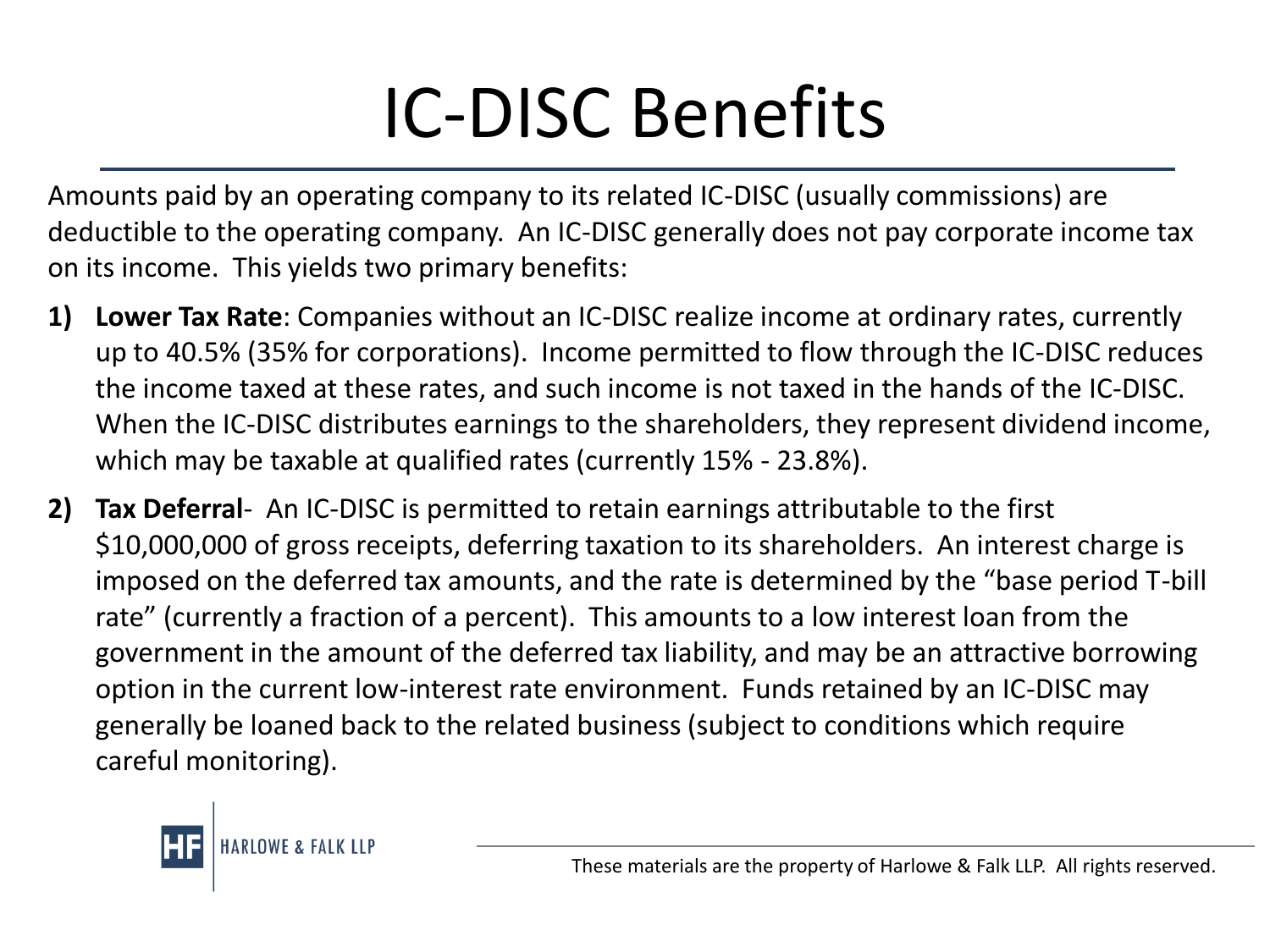# IC-DISC Benefits

Amounts paid by an operating company to its related IC-DISC (usually commissions) are deductible to the operating company. An IC-DISC generally does not pay corporate income tax on its income. This yields two primary benefits:

1) **Lower Tax Rate**: Companies without an IC-DISC realize income at ordinary rates, currently up to 40.5% (35% for corporations). Income permitted to flow through the IC-DISC reduces the income taxed at these rates, and such income is not taxed in the hands of the IC-DISC. When the IC-DISC distributes earnings to the shareholders, they represent dividend income, which may be taxable at qualified rates (currently 15% - 23.8%).

2) **Tax Deferral**- An IC-DISC is permitted to retain earnings attributable to the first $10,000,000 of gross receipts, deferring taxation to its shareholders. An interest charge is imposed on the deferred tax amounts, and the rate is determined by the "base period T-bill rate" (currently a fraction of a percent). This amounts to a low interest loan from the government in the amount of the deferred tax liability, and may be an attractive borrowing option in the current low-interest rate environment. Funds retained by an IC-DISC may generally be loaned back to the related business (subject to conditions which require careful monitoring).

HARLOWE & FALK LLP

These materials are the property of Harlowe & Falk LLP. All rights reserved.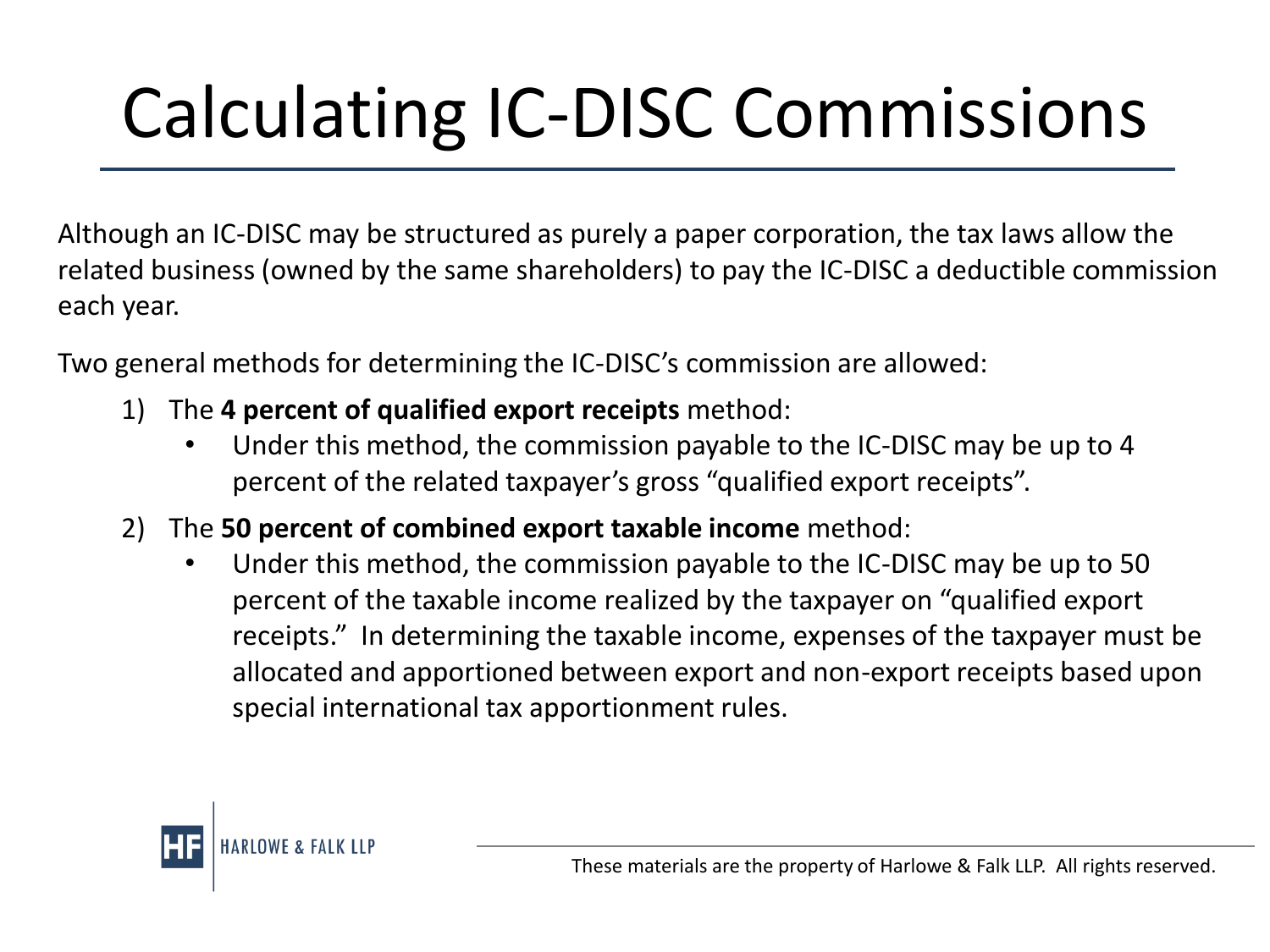# Calculating IC-DISC Commissions

Although an IC-DISC may be structured as purely a paper corporation, the tax laws allow the related business (owned by the same shareholders) to pay the IC-DISC a deductible commission each year.

Two general methods for determining the IC-DISC's commission are allowed:

1) The **4 percent of qualified export receipts** method:
   - Under this method, the commission payable to the IC-DISC may be up to 4 percent of the related taxpayer's gross "qualified export receipts".
2) The **50 percent of combined export taxable income** method:
   - Under this method, the commission payable to the IC-DISC may be up to 50 percent of the taxable income realized by the taxpayer on "qualified export receipts." In determining the taxable income, expenses of the taxpayer must be allocated and apportioned between export and non-export receipts based upon special international tax apportionment rules.

HARLOWE & FALK LLP

These materials are the property of Harlowe & Falk LLP. All rights reserved.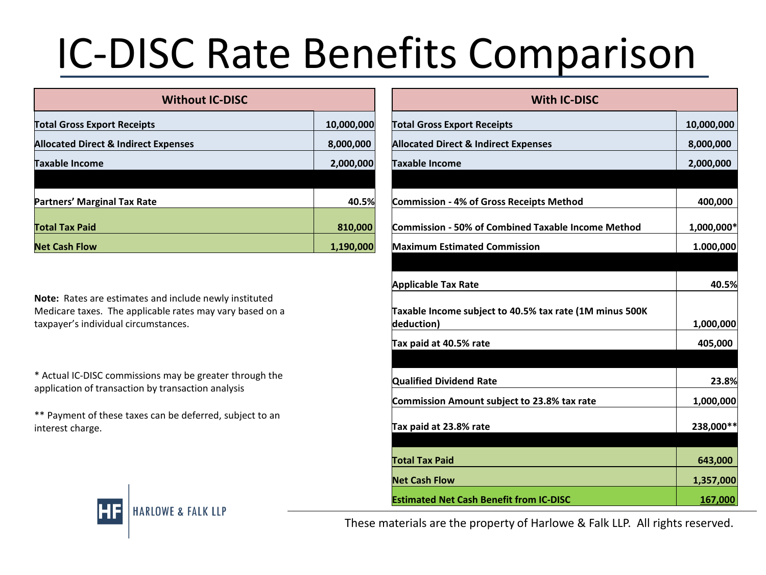# IC-DISC Rate Benefits Comparison

| Without IC-DISC | |
|---|---|
| **Total Gross Export Receipts** | **10,000,000** |
| **Allocated Direct & Indirect Expenses** | **8,000,000** |
| **Taxable Income** | **2,000,000** |
| | |
| **Partners' Marginal Tax Rate** | **40.5%** |
| **Total Tax Paid** | **810,000** |
| **Net Cash Flow** | **1,190,000** |

**Note:** Rates are estimates and include newly instituted Medicare taxes. The applicable rates may vary based on a taxpayer's individual circumstances.

* Actual IC-DISC commissions may be greater through the application of transaction by transaction analysis

** Payment of these taxes can be deferred, subject to an interest charge.

| With IC-DISC | |
|---|---|
| **Total Gross Export Receipts** | **10,000,000** |
| **Allocated Direct & Indirect Expenses** | **8,000,000** |
| **Taxable Income** | **2,000,000** |
| | |
| **Commission - 4% of Gross Receipts Method** | **400,000** |
| **Commission - 50% of Combined Taxable Income Method** | **1,000,000*** |
| **Maximum Estimated Commission** | **1.000,000** |
| | |
| **Applicable Tax Rate** | **40.5%** |
| **Taxable Income subject to 40.5% tax rate (1M minus 500K deduction)** | **1,000,000** |
| **Tax paid at 40.5% rate** | **405,000** |
| | |
| **Qualified Dividend Rate** | **23.8%** |
| **Commission Amount subject to 23.8% tax rate** | **1,000,000** |
| **Tax paid at 23.8% rate** | **238,000**** |
| | |
| **Total Tax Paid** | **643,000** |
| **Net Cash Flow** | **1,357,000** |
| **Estimated Net Cash Benefit from IC-DISC** | **167,000** |

HF HARLOWE & FALK LLP

These materials are the property of Harlowe & Falk LLP. All rights reserved.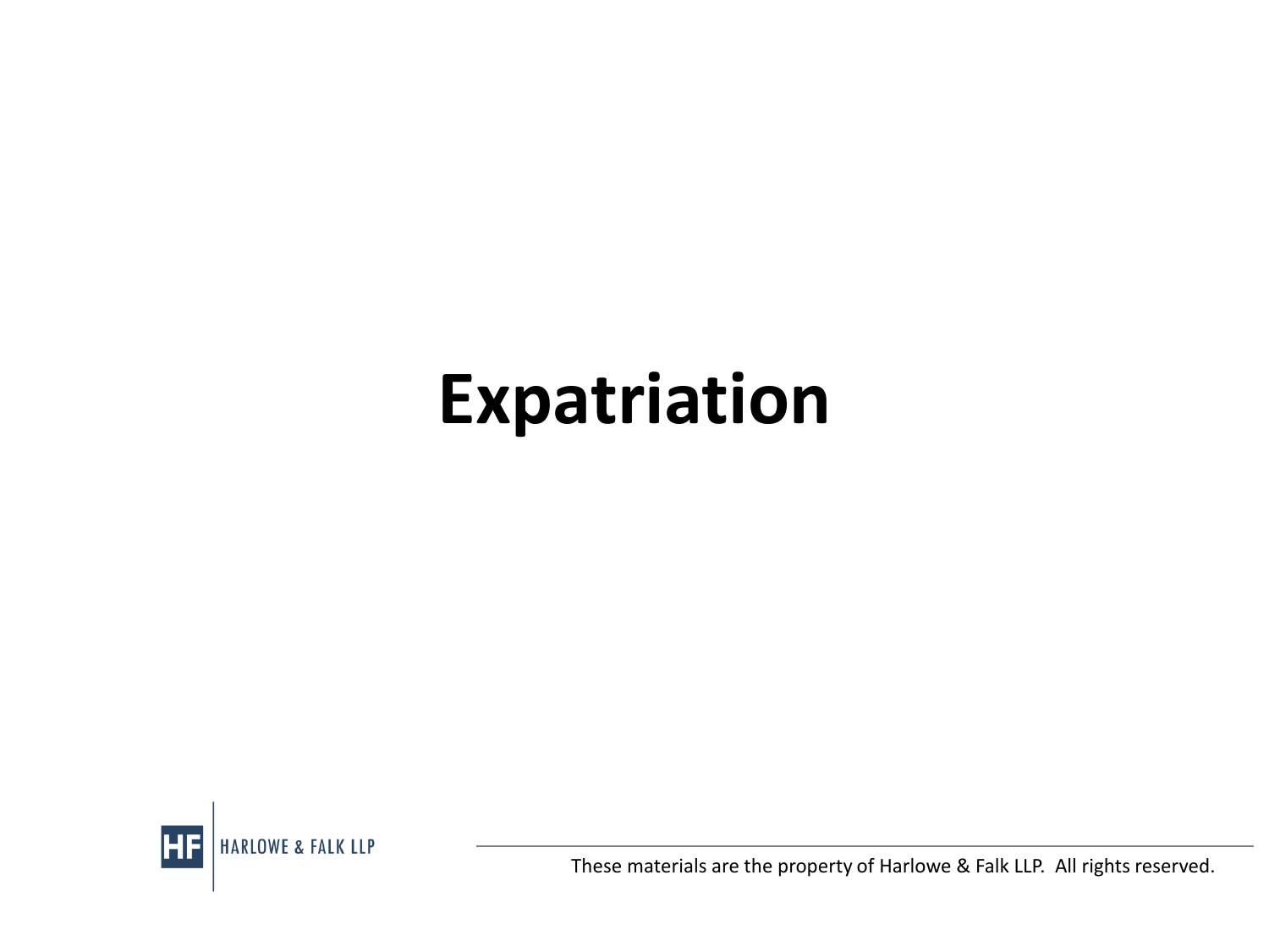# Expatriation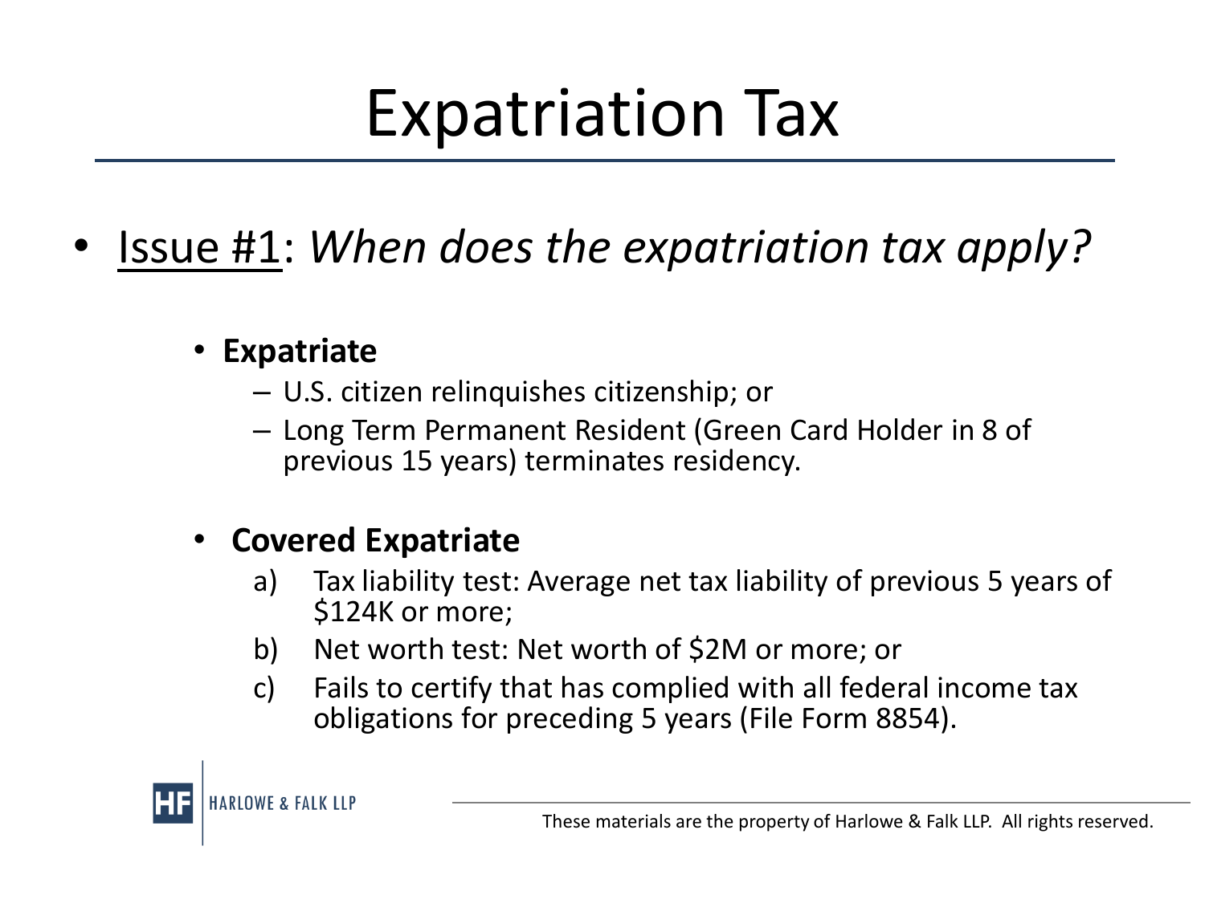# Expatriation Tax

- <u>Issue #1</u>: *When does the expatriation tax apply?*

  - **Expatriate**
    - U.S. citizen relinquishes citizenship; or
    - Long Term Permanent Resident (Green Card Holder in 8 of previous 15 years) terminates residency.

  - **Covered Expatriate**
    a) Tax liability test: Average net tax liability of previous 5 years of $124K or more;
    b) Net worth test: Net worth of $2M or more; or
    c) Fails to certify that has complied with all federal income tax obligations for preceding 5 years (File Form 8854).

These materials are the property of Harlowe & Falk LLP. All rights reserved.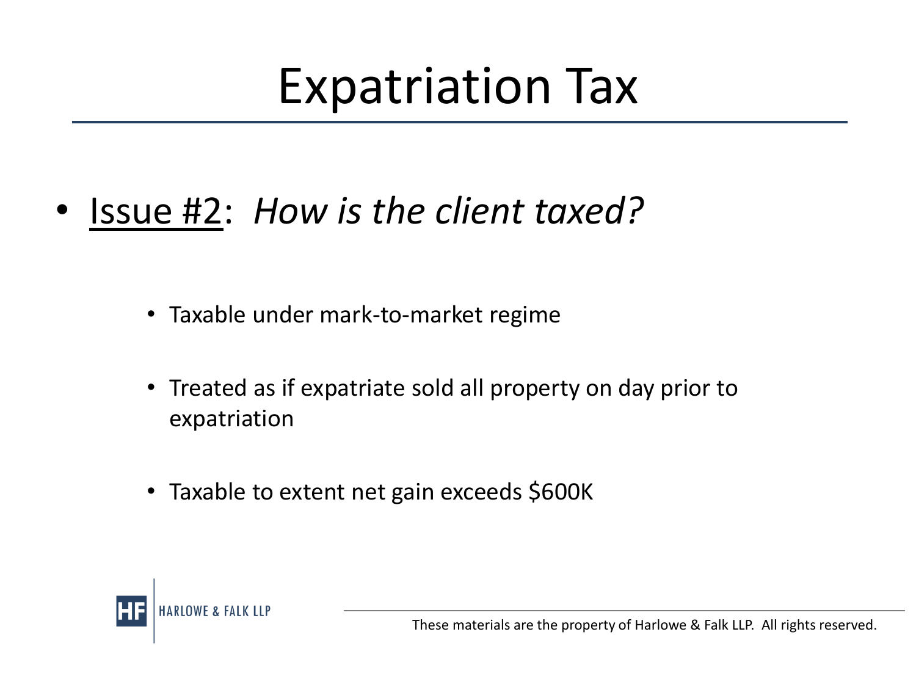# Expatriation Tax

- <u>Issue #2</u>: *How is the client taxed?*
  - Taxable under mark-to-market regime
  - Treated as if expatriate sold all property on day prior to expatriation
  - Taxable to extent net gain exceeds $600K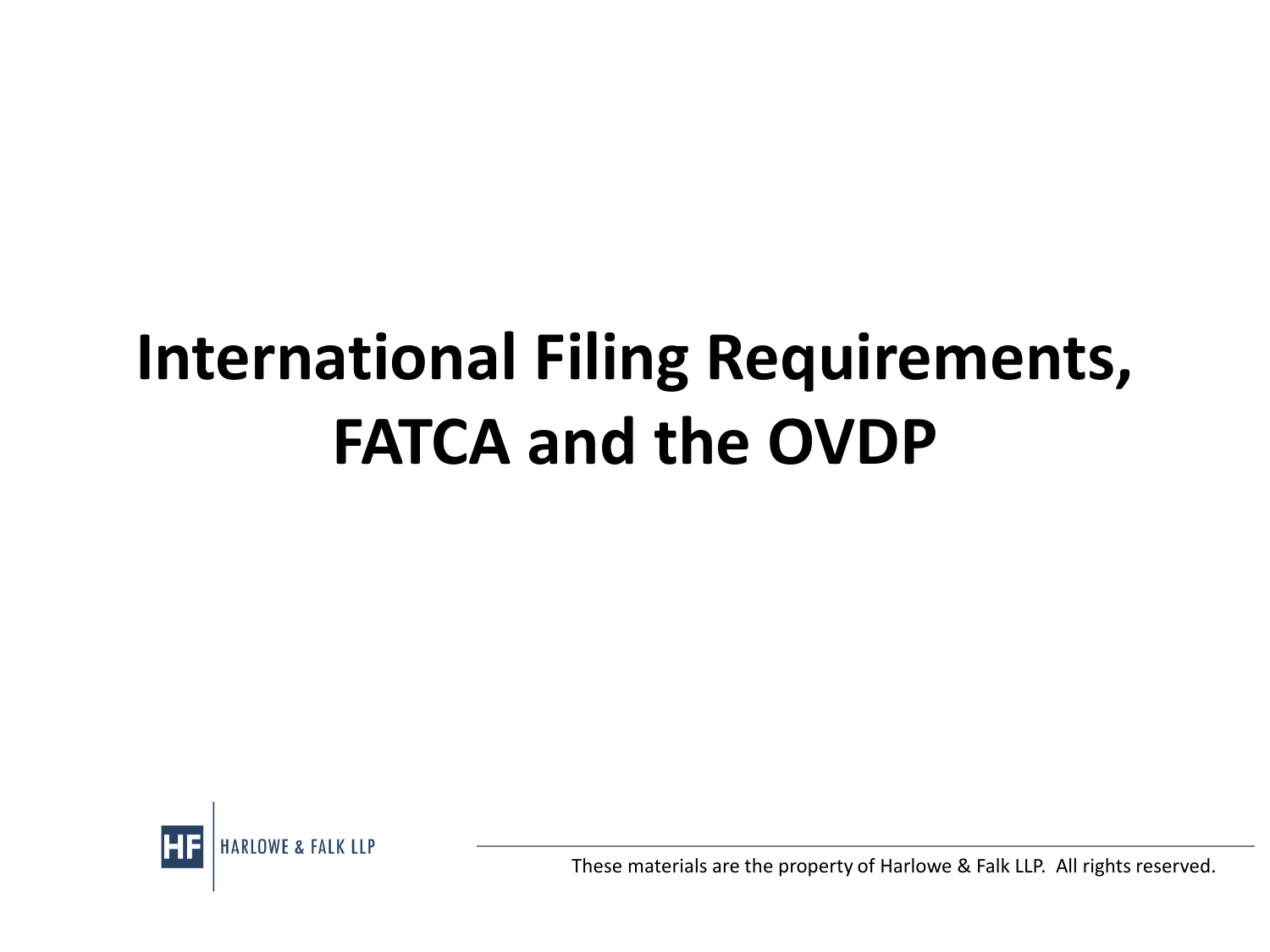# International Filing Requirements, FATCA and the OVDP

These materials are the property of Harlowe & Falk LLP. All rights reserved.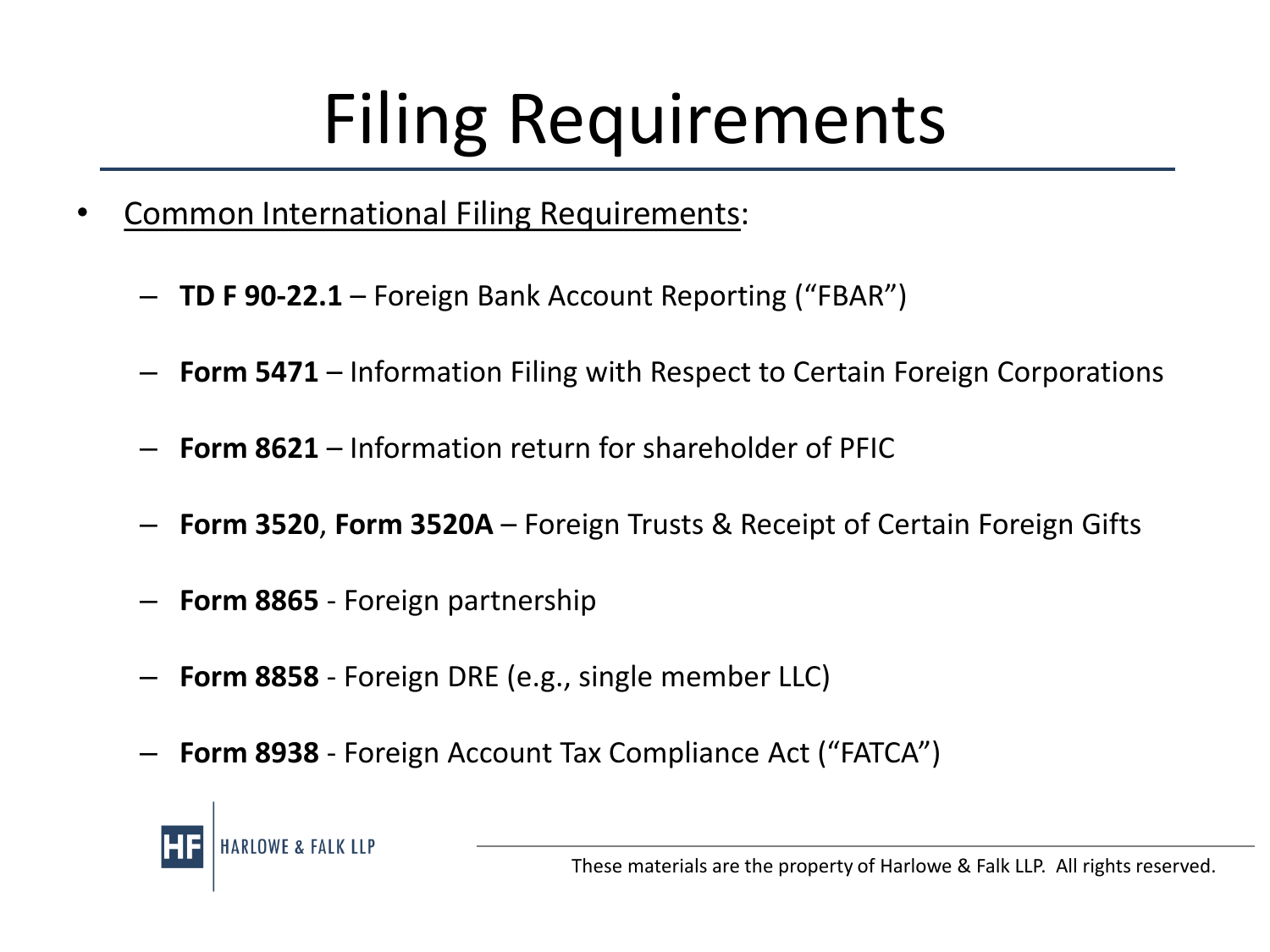# Filing Requirements

- Common International Filing Requirements:
  - **TD F 90-22.1** – Foreign Bank Account Reporting ("FBAR")
  - **Form 5471** – Information Filing with Respect to Certain Foreign Corporations
  - **Form 8621** – Information return for shareholder of PFIC
  - **Form 3520**, **Form 3520A** – Foreign Trusts & Receipt of Certain Foreign Gifts
  - **Form 8865** - Foreign partnership
  - **Form 8858** - Foreign DRE (e.g., single member LLC)
  - **Form 8938** - Foreign Account Tax Compliance Act ("FATCA")

HARLOWE & FALK LLP

These materials are the property of Harlowe & Falk LLP. All rights reserved.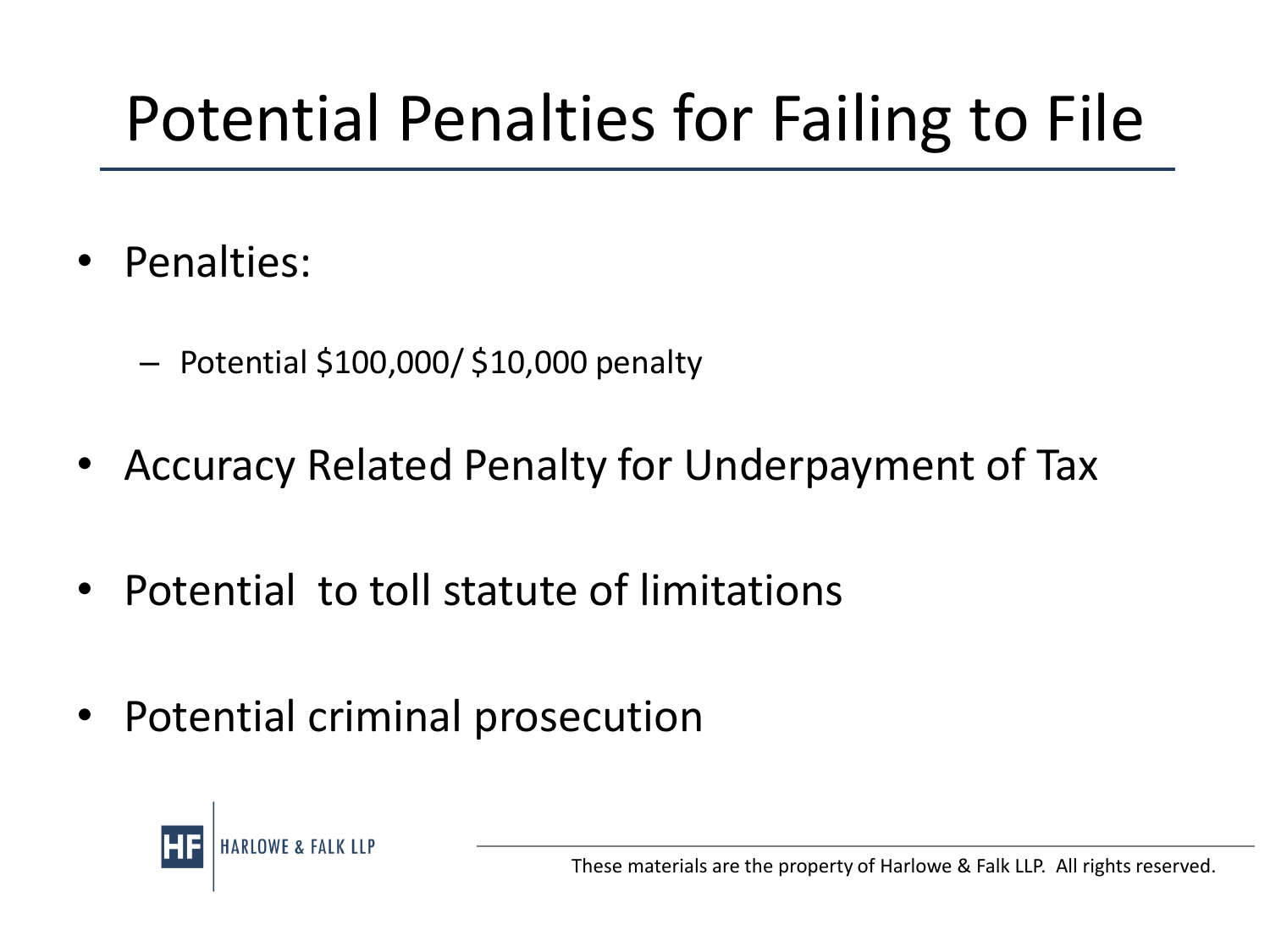# Potential Penalties for Failing to File

- Penalties:
  - Potential $100,000/ $10,000 penalty
- Accuracy Related Penalty for Underpayment of Tax
- Potential to toll statute of limitations
- Potential criminal prosecution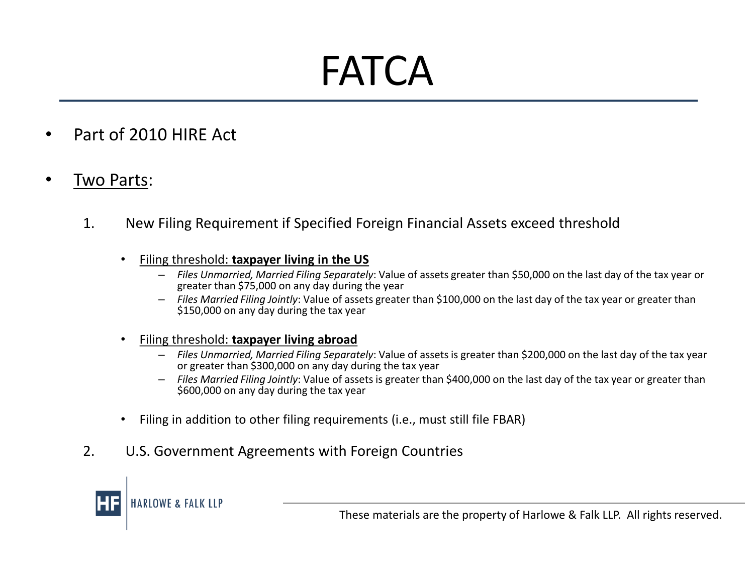# FATCA

- Part of 2010 HIRE Act

- Two Parts:

1. New Filing Requirement if Specified Foreign Financial Assets exceed threshold

   - Filing threshold: **taxpayer living in the US**
     - *Files Unmarried, Married Filing Separately*: Value of assets greater than $50,000 on the last day of the tax year or greater than $75,000 on any day during the year
     - *Files Married Filing Jointly*: Value of assets greater than $100,000 on the last day of the tax year or greater than $150,000 on any day during the tax year

   - Filing threshold: **taxpayer living abroad**
     - *Files Unmarried, Married Filing Separately*: Value of assets is greater than $200,000 on the last day of the tax year or greater than $300,000 on any day during the tax year
     - *Files Married Filing Jointly*: Value of assets is greater than $400,000 on the last day of the tax year or greater than $600,000 on any day during the tax year

   - Filing in addition to other filing requirements (i.e., must still file FBAR)

2. U.S. Government Agreements with Foreign Countries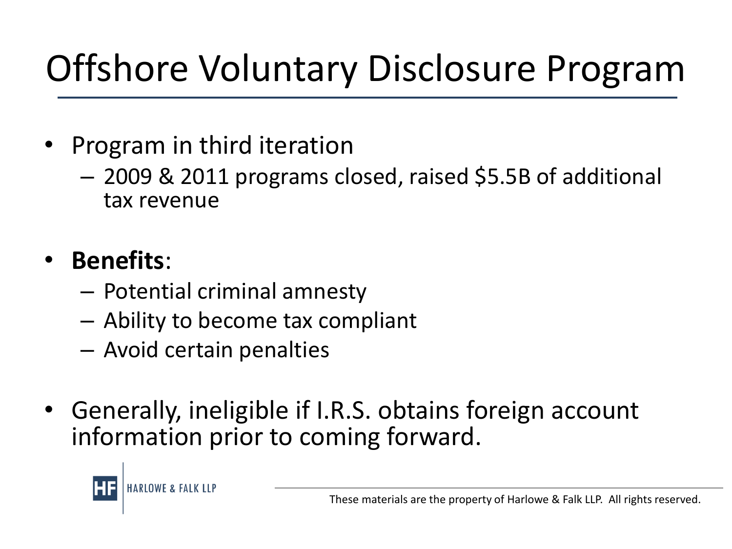# Offshore Voluntary Disclosure Program

- Program in third iteration
  - 2009 & 2011 programs closed, raised $5.5B of additional tax revenue
- **Benefits**:
  - Potential criminal amnesty
  - Ability to become tax compliant
  - Avoid certain penalties
- Generally, ineligible if I.R.S. obtains foreign account information prior to coming forward.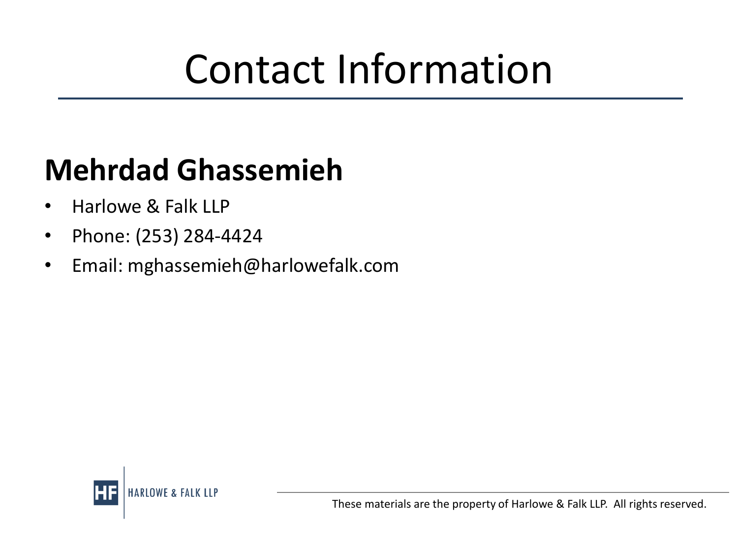# Contact Information

## Mehrdad Ghassemieh

- Harlowe & Falk LLP
- Phone: (253) 284-4424
- Email: mghassemieh@harlowefalk.com